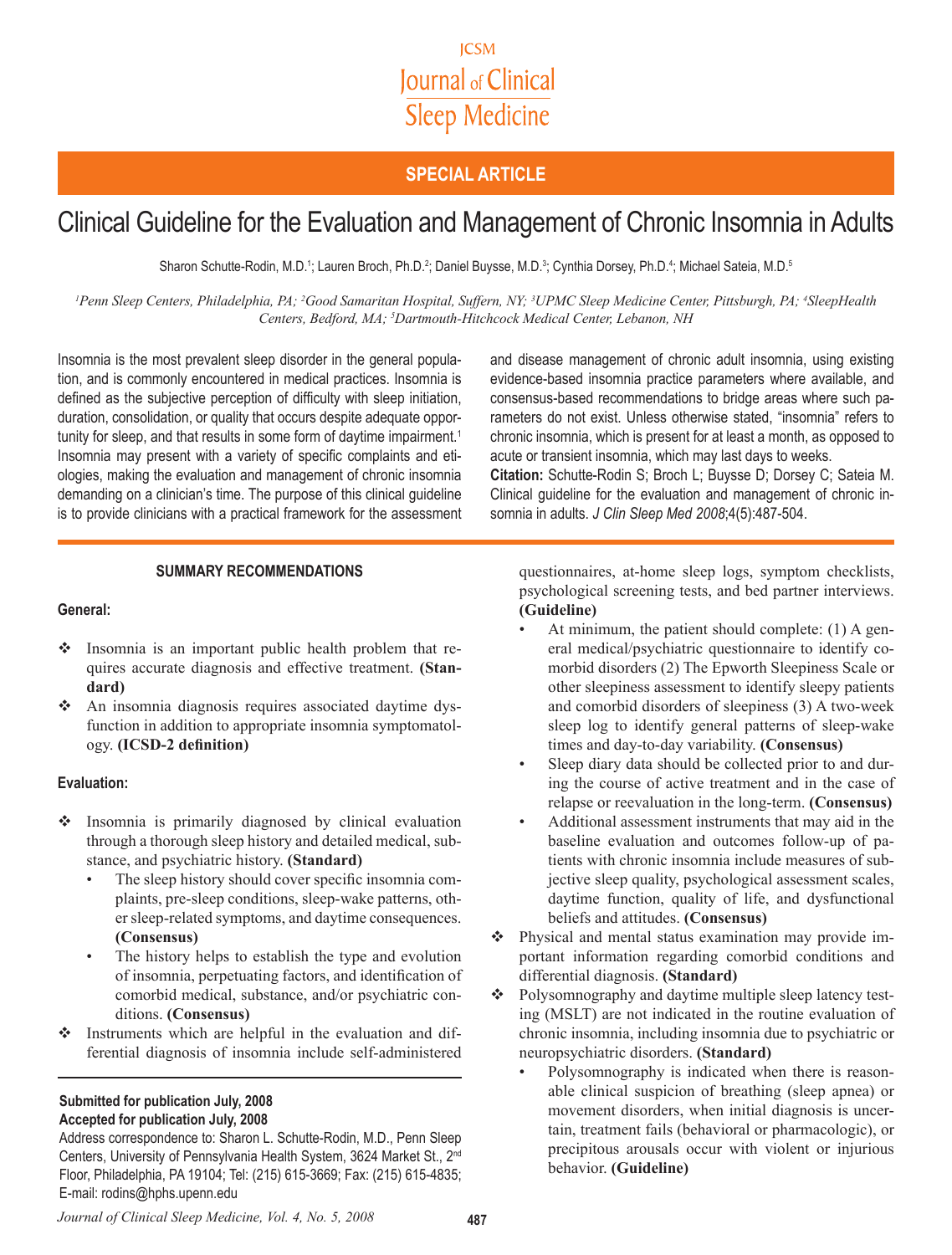JCSM Journal of Clinical Sleep Medicine

**SPECIAL ARTICLE**

# Clinical Guideline for the Evaluation and Management of Chronic Insomnia in Adults

Sharon Schutte-Rodin, M.D.[1]; Lauren Broch, Ph.D.[2]; Daniel Buysse, M.D.[3]; Cynthia Dorsey, Ph.D.[4]; Michael Sateia, M.D.[5]

*[1]Penn Sleep Centers, Philadelphia, PA; [2]Good Samaritan Hospital, Suffern, NY; [3]UPMC Sleep Medicine Center, Pittsburgh, PA; [4]SleepHealth Centers, Bedford, MA; [5]Dartmouth-Hitchcock Medical Center, Lebanon, NH*

Insomnia is the most prevalent sleep disorder in the general population, and is commonly encountered in medical practices. Insomnia is defined as the subjective perception of difficulty with sleep initiation, duration, consolidation, or quality that occurs despite adequate opportunity for sleep, and that results in some form of daytime impairment.[1] Insomnia may present with a variety of specific complaints and etiologies, making the evaluation and management of chronic insomnia demanding on a clinician's time. The purpose of this clinical guideline is to provide clinicians with a practical framework for the assessment and disease management of chronic adult insomnia, using existing evidence-based insomnia practice parameters where available, and consensus-based recommendations to bridge areas where such parameters do not exist. Unless otherwise stated, "insomnia" refers to chronic insomnia, which is present for at least a month, as opposed to acute or transient insomnia, which may last days to weeks.

**Citation:** Schutte-Rodin S; Broch L; Buysse D; Dorsey C; Sateia M. Clinical guideline for the evaluation and management of chronic insomnia in adults. *J Clin Sleep Med 2008*;4(5):487-504.

## SUMMARY RECOMMENDATIONS

### General:

- Insomnia is an important public health problem that requires accurate diagnosis and effective treatment. **(Standard)**
- An insomnia diagnosis requires associated daytime dysfunction in addition to appropriate insomnia symptomatology. **(ICSD-2 definition)**

### Evaluation:

- Insomnia is primarily diagnosed by clinical evaluation through a thorough sleep history and detailed medical, substance, and psychiatric history. **(Standard)**
  - The sleep history should cover specific insomnia complaints, pre-sleep conditions, sleep-wake patterns, other sleep-related symptoms, and daytime consequences. **(Consensus)**
  - The history helps to establish the type and evolution of insomnia, perpetuating factors, and identification of comorbid medical, substance, and/or psychiatric conditions. **(Consensus)**
- Instruments which are helpful in the evaluation and differential diagnosis of insomnia include self-administered questionnaires, at-home sleep logs, symptom checklists, psychological screening tests, and bed partner interviews. **(Guideline)**
  - At minimum, the patient should complete: (1) A general medical/psychiatric questionnaire to identify comorbid disorders (2) The Epworth Sleepiness Scale or other sleepiness assessment to identify sleepy patients and comorbid disorders of sleepiness (3) A two-week sleep log to identify general patterns of sleep-wake times and day-to-day variability. **(Consensus)**
  - Sleep diary data should be collected prior to and during the course of active treatment and in the case of relapse or reevaluation in the long-term. **(Consensus)**
  - Additional assessment instruments that may aid in the baseline evaluation and outcomes follow-up of patients with chronic insomnia include measures of subjective sleep quality, psychological assessment scales, daytime function, quality of life, and dysfunctional beliefs and attitudes. **(Consensus)**
- Physical and mental status examination may provide important information regarding comorbid conditions and differential diagnosis. **(Standard)**
- Polysomnography and daytime multiple sleep latency testing (MSLT) are not indicated in the routine evaluation of chronic insomnia, including insomnia due to psychiatric or neuropsychiatric disorders. **(Standard)**
  - Polysomnography is indicated when there is reasonable clinical suspicion of breathing (sleep apnea) or movement disorders, when initial diagnosis is uncertain, treatment fails (behavioral or pharmacologic), or precipitous arousals occur with violent or injurious behavior. **(Guideline)**

**Submitted for publication July, 2008**
**Accepted for publication July, 2008**

Address correspondence to: Sharon L. Schutte-Rodin, M.D., Penn Sleep Centers, University of Pennsylvania Health System, 3624 Market St., 2nd Floor, Philadelphia, PA 19104; Tel: (215) 615-3669; Fax: (215) 615-4835; E-mail: rodins@hphs.upenn.edu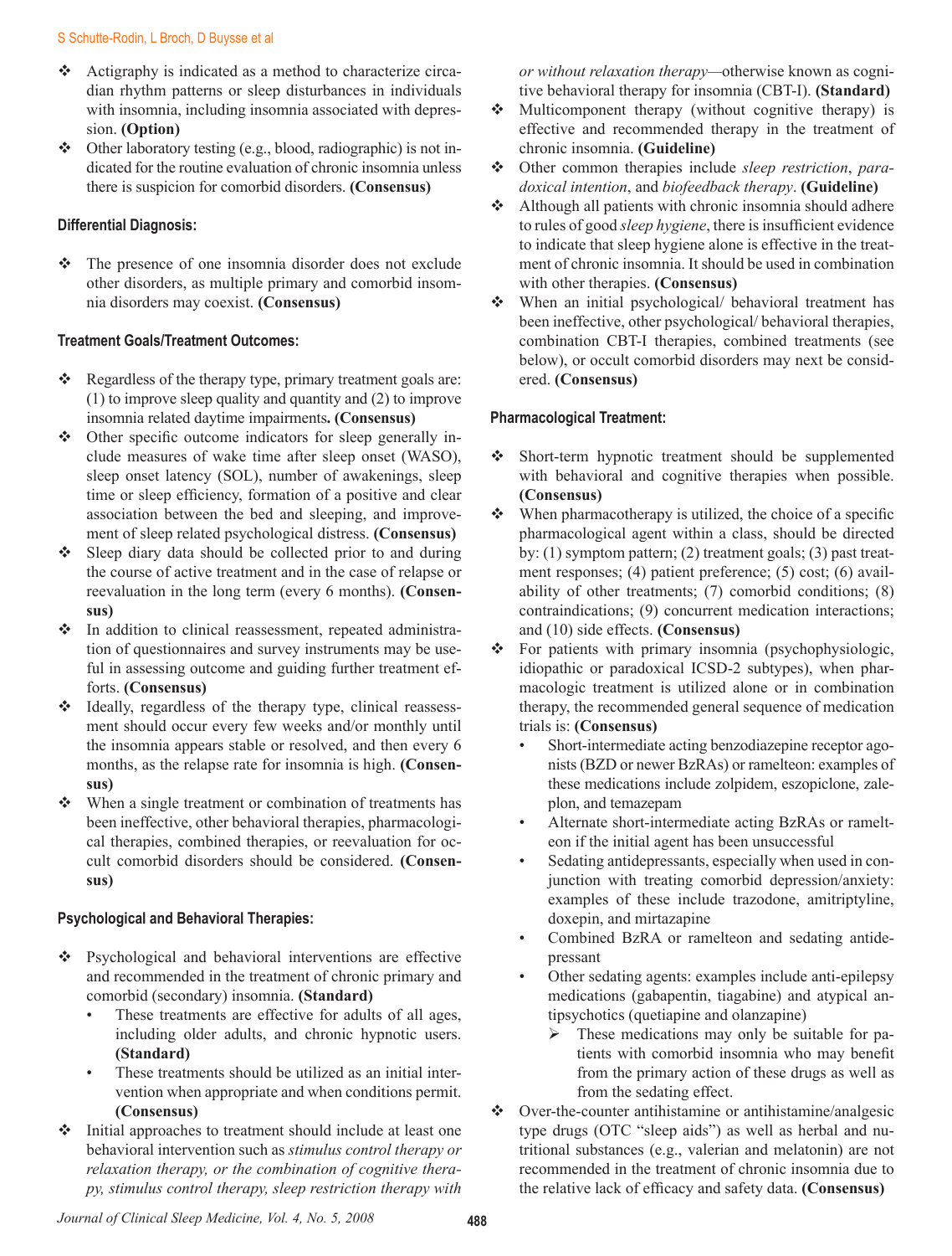- Actigraphy is indicated as a method to characterize circadian rhythm patterns or sleep disturbances in individuals with insomnia, including insomnia associated with depression. **(Option)**
- Other laboratory testing (e.g., blood, radiographic) is not indicated for the routine evaluation of chronic insomnia unless there is suspicion for comorbid disorders. **(Consensus)**

### Differential Diagnosis:

- The presence of one insomnia disorder does not exclude other disorders, as multiple primary and comorbid insomnia disorders may coexist. **(Consensus)**

### Treatment Goals/Treatment Outcomes:

- Regardless of the therapy type, primary treatment goals are: (1) to improve sleep quality and quantity and (2) to improve insomnia related daytime impairments**. (Consensus)**
- Other specific outcome indicators for sleep generally include measures of wake time after sleep onset (WASO), sleep onset latency (SOL), number of awakenings, sleep time or sleep efficiency, formation of a positive and clear association between the bed and sleeping, and improvement of sleep related psychological distress. **(Consensus)**
- Sleep diary data should be collected prior to and during the course of active treatment and in the case of relapse or reevaluation in the long term (every 6 months). **(Consensus)**
- In addition to clinical reassessment, repeated administration of questionnaires and survey instruments may be useful in assessing outcome and guiding further treatment efforts. **(Consensus)**
- Ideally, regardless of the therapy type, clinical reassessment should occur every few weeks and/or monthly until the insomnia appears stable or resolved, and then every 6 months, as the relapse rate for insomnia is high. **(Consensus)**
- When a single treatment or combination of treatments has been ineffective, other behavioral therapies, pharmacological therapies, combined therapies, or reevaluation for occult comorbid disorders should be considered. **(Consensus)**

### Psychological and Behavioral Therapies:

- Psychological and behavioral interventions are effective and recommended in the treatment of chronic primary and comorbid (secondary) insomnia. **(Standard)**
  - These treatments are effective for adults of all ages, including older adults, and chronic hypnotic users. **(Standard)**
  - These treatments should be utilized as an initial intervention when appropriate and when conditions permit. **(Consensus)**
- Initial approaches to treatment should include at least one behavioral intervention such as *stimulus control therapy or relaxation therapy, or the combination of cognitive therapy, stimulus control therapy, sleep restriction therapy with or without relaxation therapy*—otherwise known as cognitive behavioral therapy for insomnia (CBT-I). **(Standard)**
- Multicomponent therapy (without cognitive therapy) is effective and recommended therapy in the treatment of chronic insomnia. **(Guideline)**
- Other common therapies include *sleep restriction*, *paradoxical intention*, and *biofeedback therapy*. **(Guideline)**
- Although all patients with chronic insomnia should adhere to rules of good *sleep hygiene*, there is insufficient evidence to indicate that sleep hygiene alone is effective in the treatment of chronic insomnia. It should be used in combination with other therapies. **(Consensus)**
- When an initial psychological/ behavioral treatment has been ineffective, other psychological/ behavioral therapies, combination CBT-I therapies, combined treatments (see below), or occult comorbid disorders may next be considered. **(Consensus)**

### Pharmacological Treatment:

- Short-term hypnotic treatment should be supplemented with behavioral and cognitive therapies when possible. **(Consensus)**
- When pharmacotherapy is utilized, the choice of a specific pharmacological agent within a class, should be directed by: (1) symptom pattern; (2) treatment goals; (3) past treatment responses; (4) patient preference; (5) cost; (6) availability of other treatments; (7) comorbid conditions; (8) contraindications; (9) concurrent medication interactions; and (10) side effects. **(Consensus)**
- For patients with primary insomnia (psychophysiologic, idiopathic or paradoxical ICSD-2 subtypes), when pharmacologic treatment is utilized alone or in combination therapy, the recommended general sequence of medication trials is: **(Consensus)**
  - Short-intermediate acting benzodiazepine receptor agonists (BZD or newer BzRAs) or ramelteon: examples of these medications include zolpidem, eszopiclone, zaleplon, and temazepam
  - Alternate short-intermediate acting BzRAs or ramelteon if the initial agent has been unsuccessful
  - Sedating antidepressants, especially when used in conjunction with treating comorbid depression/anxiety: examples of these include trazodone, amitriptyline, doxepin, and mirtazapine
  - Combined BzRA or ramelteon and sedating antidepressant
  - Other sedating agents: examples include anti-epilepsy medications (gabapentin, tiagabine) and atypical antipsychotics (quetiapine and olanzapine)
    - These medications may only be suitable for patients with comorbid insomnia who may benefit from the primary action of these drugs as well as from the sedating effect.
- Over-the-counter antihistamine or antihistamine/analgesic type drugs (OTC "sleep aids") as well as herbal and nutritional substances (e.g., valerian and melatonin) are not recommended in the treatment of chronic insomnia due to the relative lack of efficacy and safety data. **(Consensus)**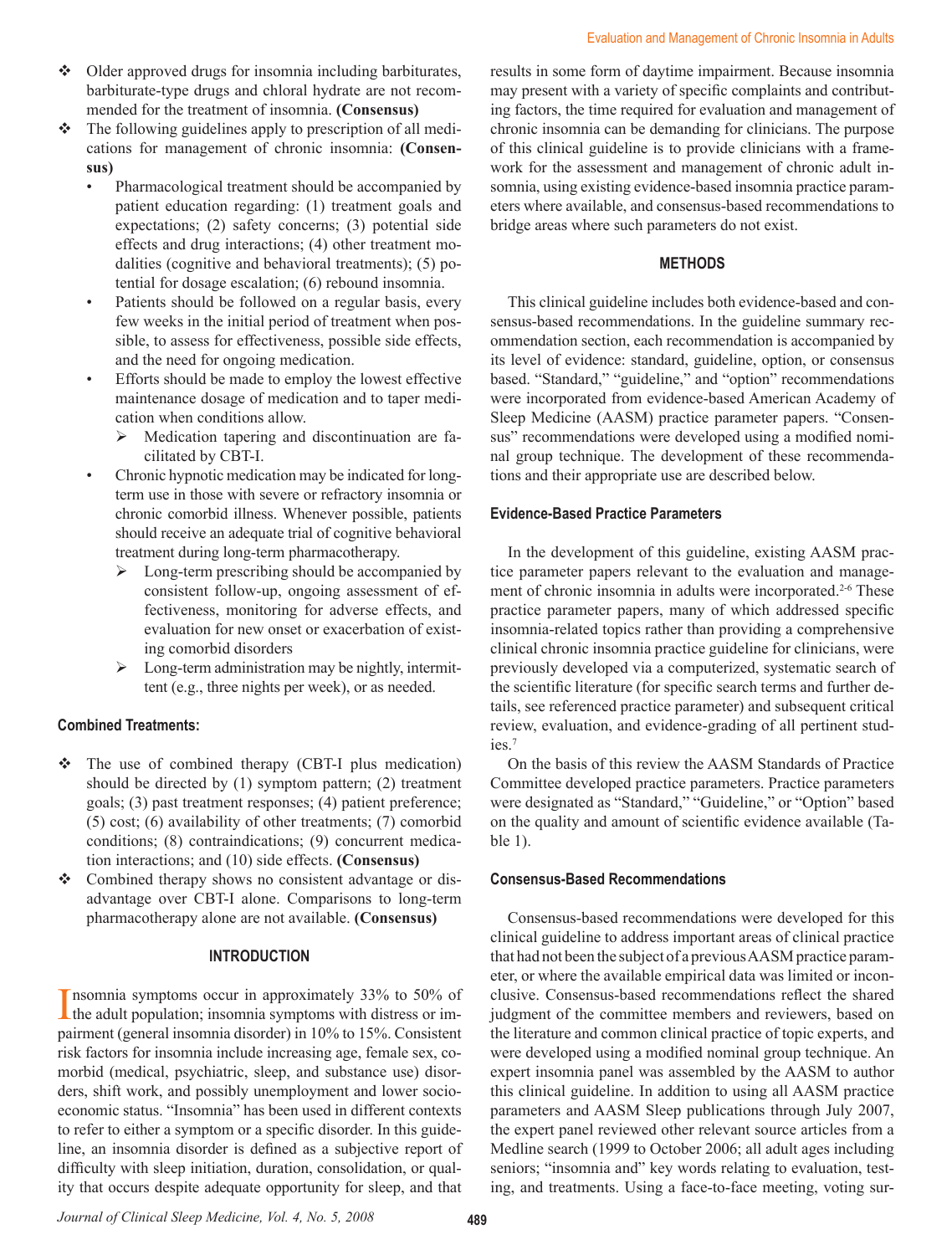- ❖ Older approved drugs for insomnia including barbiturates, barbiturate-type drugs and chloral hydrate are not recommended for the treatment of insomnia. **(Consensus)**
- ❖ The following guidelines apply to prescription of all medications for management of chronic insomnia: **(Consensus)**
  - Pharmacological treatment should be accompanied by patient education regarding: (1) treatment goals and expectations; (2) safety concerns; (3) potential side effects and drug interactions; (4) other treatment modalities (cognitive and behavioral treatments); (5) potential for dosage escalation; (6) rebound insomnia.
  - Patients should be followed on a regular basis, every few weeks in the initial period of treatment when possible, to assess for effectiveness, possible side effects, and the need for ongoing medication.
  - Efforts should be made to employ the lowest effective maintenance dosage of medication and to taper medication when conditions allow.
    - ➢ Medication tapering and discontinuation are facilitated by CBT-I.
  - Chronic hypnotic medication may be indicated for long-term use in those with severe or refractory insomnia or chronic comorbid illness. Whenever possible, patients should receive an adequate trial of cognitive behavioral treatment during long-term pharmacotherapy.
    - ➢ Long-term prescribing should be accompanied by consistent follow-up, ongoing assessment of effectiveness, monitoring for adverse effects, and evaluation for new onset or exacerbation of existing comorbid disorders
    - ➢ Long-term administration may be nightly, intermittent (e.g., three nights per week), or as needed.

### Combined Treatments:

- ❖ The use of combined therapy (CBT-I plus medication) should be directed by (1) symptom pattern; (2) treatment goals; (3) past treatment responses; (4) patient preference; (5) cost; (6) availability of other treatments; (7) comorbid conditions; (8) contraindications; (9) concurrent medication interactions; and (10) side effects. **(Consensus)**
- ❖ Combined therapy shows no consistent advantage or disadvantage over CBT-I alone. Comparisons to long-term pharmacotherapy alone are not available. **(Consensus)**

## INTRODUCTION

Insomnia symptoms occur in approximately 33% to 50% of the adult population; insomnia symptoms with distress or impairment (general insomnia disorder) in 10% to 15%. Consistent risk factors for insomnia include increasing age, female sex, comorbid (medical, psychiatric, sleep, and substance use) disorders, shift work, and possibly unemployment and lower socioeconomic status. "Insomnia" has been used in different contexts to refer to either a symptom or a specific disorder. In this guideline, an insomnia disorder is defined as a subjective report of difficulty with sleep initiation, duration, consolidation, or quality that occurs despite adequate opportunity for sleep, and that results in some form of daytime impairment. Because insomnia may present with a variety of specific complaints and contributing factors, the time required for evaluation and management of chronic insomnia can be demanding for clinicians. The purpose of this clinical guideline is to provide clinicians with a framework for the assessment and management of chronic adult insomnia, using existing evidence-based insomnia practice parameters where available, and consensus-based recommendations to bridge areas where such parameters do not exist.

## METHODS

This clinical guideline includes both evidence-based and consensus-based recommendations. In the guideline summary recommendation section, each recommendation is accompanied by its level of evidence: standard, guideline, option, or consensus based. "Standard," "guideline," and "option" recommendations were incorporated from evidence-based American Academy of Sleep Medicine (AASM) practice parameter papers. "Consensus" recommendations were developed using a modified nominal group technique. The development of these recommendations and their appropriate use are described below.

### Evidence-Based Practice Parameters

In the development of this guideline, existing AASM practice parameter papers relevant to the evaluation and management of chronic insomnia in adults were incorporated.[2-6] These practice parameter papers, many of which addressed specific insomnia-related topics rather than providing a comprehensive clinical chronic insomnia practice guideline for clinicians, were previously developed via a computerized, systematic search of the scientific literature (for specific search terms and further details, see referenced practice parameter) and subsequent critical review, evaluation, and evidence-grading of all pertinent studies.[7]

On the basis of this review the AASM Standards of Practice Committee developed practice parameters. Practice parameters were designated as "Standard," "Guideline," or "Option" based on the quality and amount of scientific evidence available (Table 1).

### Consensus-Based Recommendations

Consensus-based recommendations were developed for this clinical guideline to address important areas of clinical practice that had not been the subject of a previous AASM practice parameter, or where the available empirical data was limited or inconclusive. Consensus-based recommendations reflect the shared judgment of the committee members and reviewers, based on the literature and common clinical practice of topic experts, and were developed using a modified nominal group technique. An expert insomnia panel was assembled by the AASM to author this clinical guideline. In addition to using all AASM practice parameters and AASM Sleep publications through July 2007, the expert panel reviewed other relevant source articles from a Medline search (1999 to October 2006; all adult ages including seniors; "insomnia and" key words relating to evaluation, testing, and treatments. Using a face-to-face meeting, voting sur-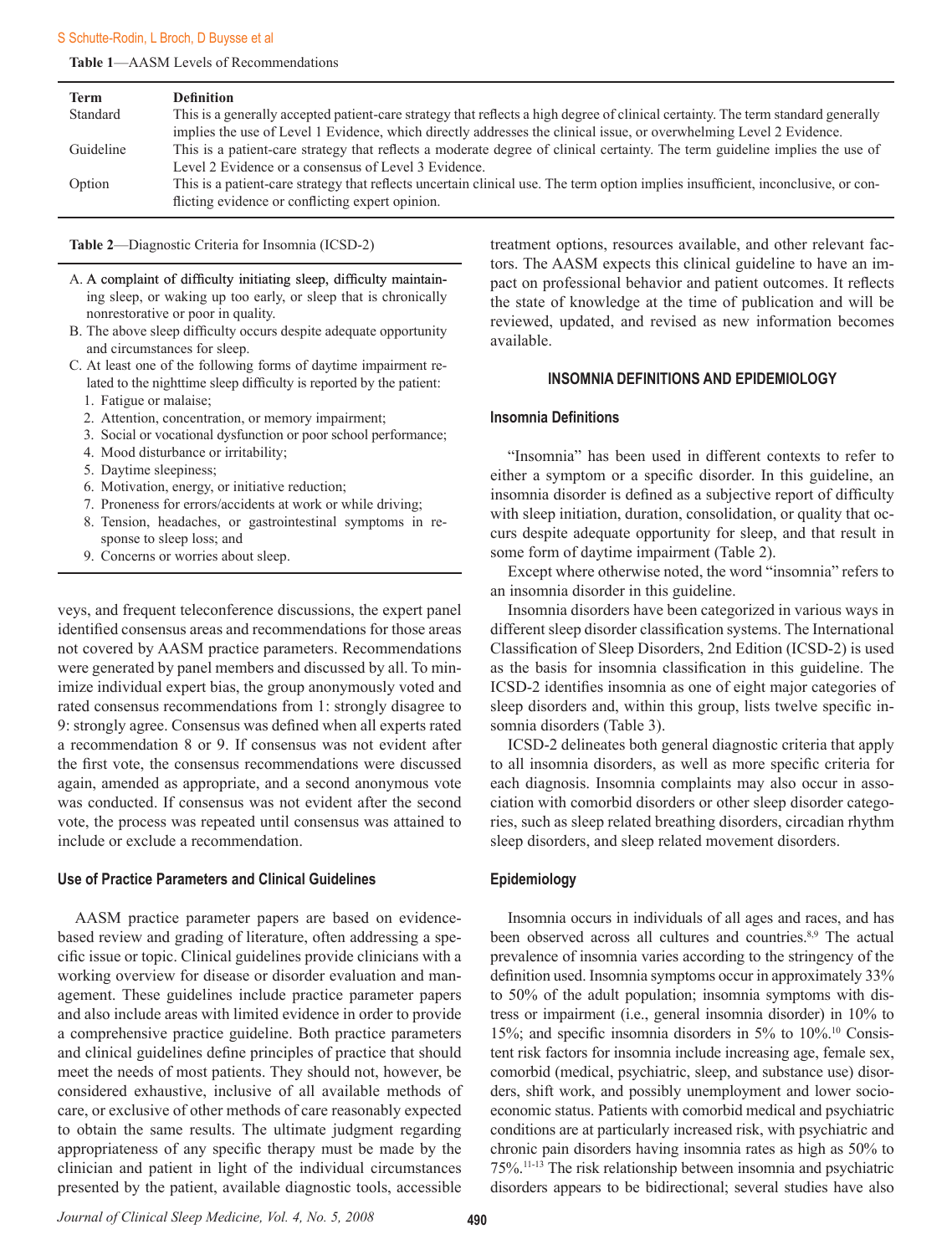**Table 1**—AASM Levels of Recommendations

| Term | Definition |
|---|---|
| Standard | This is a generally accepted patient-care strategy that reflects a high degree of clinical certainty. The term standard generally implies the use of Level 1 Evidence, which directly addresses the clinical issue, or overwhelming Level 2 Evidence. |
| Guideline | This is a patient-care strategy that reflects a moderate degree of clinical certainty. The term guideline implies the use of Level 2 Evidence or a consensus of Level 3 Evidence. |
| Option | This is a patient-care strategy that reflects uncertain clinical use. The term option implies insufficient, inconclusive, or conflicting evidence or conflicting expert opinion. |

**Table 2**—Diagnostic Criteria for Insomnia (ICSD-2)

A. A complaint of difficulty initiating sleep, difficulty maintaining sleep, or waking up too early, or sleep that is chronically nonrestorative or poor in quality.

B. The above sleep difficulty occurs despite adequate opportunity and circumstances for sleep.

C. At least one of the following forms of daytime impairment related to the nighttime sleep difficulty is reported by the patient:

1. Fatigue or malaise;
2. Attention, concentration, or memory impairment;
3. Social or vocational dysfunction or poor school performance;
4. Mood disturbance or irritability;
5. Daytime sleepiness;
6. Motivation, energy, or initiative reduction;
7. Proneness for errors/accidents at work or while driving;
8. Tension, headaches, or gastrointestinal symptoms in response to sleep loss; and
9. Concerns or worries about sleep.

veys, and frequent teleconference discussions, the expert panel identified consensus areas and recommendations for those areas not covered by AASM practice parameters. Recommendations were generated by panel members and discussed by all. To minimize individual expert bias, the group anonymously voted and rated consensus recommendations from 1: strongly disagree to 9: strongly agree. Consensus was defined when all experts rated a recommendation 8 or 9. If consensus was not evident after the first vote, the consensus recommendations were discussed again, amended as appropriate, and a second anonymous vote was conducted. If consensus was not evident after the second vote, the process was repeated until consensus was attained to include or exclude a recommendation.

### Use of Practice Parameters and Clinical Guidelines

AASM practice parameter papers are based on evidence-based review and grading of literature, often addressing a specific issue or topic. Clinical guidelines provide clinicians with a working overview for disease or disorder evaluation and management. These guidelines include practice parameter papers and also include areas with limited evidence in order to provide a comprehensive practice guideline. Both practice parameters and clinical guidelines define principles of practice that should meet the needs of most patients. They should not, however, be considered exhaustive, inclusive of all available methods of care, or exclusive of other methods of care reasonably expected to obtain the same results. The ultimate judgment regarding appropriateness of any specific therapy must be made by the clinician and patient in light of the individual circumstances presented by the patient, available diagnostic tools, accessible treatment options, resources available, and other relevant factors. The AASM expects this clinical guideline to have an impact on professional behavior and patient outcomes. It reflects the state of knowledge at the time of publication and will be reviewed, updated, and revised as new information becomes available.

## INSOMNIA DEFINITIONS AND EPIDEMIOLOGY

### Insomnia Definitions

"Insomnia" has been used in different contexts to refer to either a symptom or a specific disorder. In this guideline, an insomnia disorder is defined as a subjective report of difficulty with sleep initiation, duration, consolidation, or quality that occurs despite adequate opportunity for sleep, and that result in some form of daytime impairment (Table 2).

Except where otherwise noted, the word "insomnia" refers to an insomnia disorder in this guideline.

Insomnia disorders have been categorized in various ways in different sleep disorder classification systems. The International Classification of Sleep Disorders, 2nd Edition (ICSD-2) is used as the basis for insomnia classification in this guideline. The ICSD-2 identifies insomnia as one of eight major categories of sleep disorders and, within this group, lists twelve specific insomnia disorders (Table 3).

ICSD-2 delineates both general diagnostic criteria that apply to all insomnia disorders, as well as more specific criteria for each diagnosis. Insomnia complaints may also occur in association with comorbid disorders or other sleep disorder categories, such as sleep related breathing disorders, circadian rhythm sleep disorders, and sleep related movement disorders.

### Epidemiology

Insomnia occurs in individuals of all ages and races, and has been observed across all cultures and countries.[8,9] The actual prevalence of insomnia varies according to the stringency of the definition used. Insomnia symptoms occur in approximately 33% to 50% of the adult population; insomnia symptoms with distress or impairment (i.e., general insomnia disorder) in 10% to 15%; and specific insomnia disorders in 5% to 10%.[10] Consistent risk factors for insomnia include increasing age, female sex, comorbid (medical, psychiatric, sleep, and substance use) disorders, shift work, and possibly unemployment and lower socioeconomic status. Patients with comorbid medical and psychiatric conditions are at particularly increased risk, with psychiatric and chronic pain disorders having insomnia rates as high as 50% to 75%.[11-13] The risk relationship between insomnia and psychiatric disorders appears to be bidirectional; several studies have also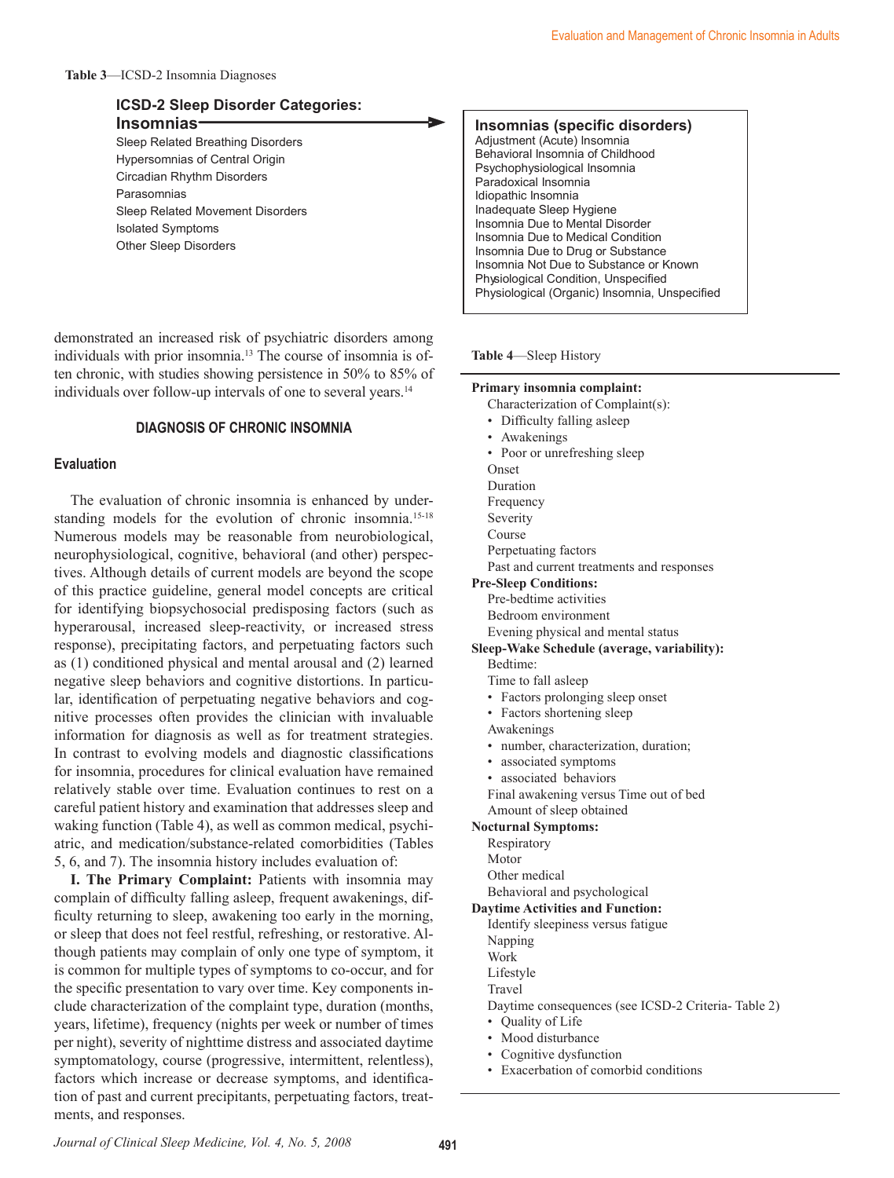**Table 3**—ICSD-2 Insomnia Diagnoses

| ICSD-2 Sleep Disorder Categories: | Insomnias (specific disorders) |
|---|---|
| **Insomnias** → | Adjustment (Acute) Insomnia |
| Sleep Related Breathing Disorders | Behavioral Insomnia of Childhood |
| Hypersomnias of Central Origin | Psychophysiological Insomnia |
| Circadian Rhythm Disorders | Paradoxical Insomnia |
| Parasomnias | Idiopathic Insomnia |
| Sleep Related Movement Disorders | Inadequate Sleep Hygiene |
| Isolated Symptoms | Insomnia Due to Mental Disorder |
| Other Sleep Disorders | Insomnia Due to Medical Condition |
| | Insomnia Due to Drug or Substance |
| | Insomnia Not Due to Substance or Known Physiological Condition, Unspecified |
| | Physiological (Organic) Insomnia, Unspecified |

demonstrated an increased risk of psychiatric disorders among individuals with prior insomnia.[13] The course of insomnia is often chronic, with studies showing persistence in 50% to 85% of individuals over follow-up intervals of one to several years.[14]

## DIAGNOSIS OF CHRONIC INSOMNIA

### Evaluation

The evaluation of chronic insomnia is enhanced by understanding models for the evolution of chronic insomnia.[15-18] Numerous models may be reasonable from neurobiological, neurophysiological, cognitive, behavioral (and other) perspectives. Although details of current models are beyond the scope of this practice guideline, general model concepts are critical for identifying biopsychosocial predisposing factors (such as hyperarousal, increased sleep-reactivity, or increased stress response), precipitating factors, and perpetuating factors such as (1) conditioned physical and mental arousal and (2) learned negative sleep behaviors and cognitive distortions. In particular, identification of perpetuating negative behaviors and cognitive processes often provides the clinician with invaluable information for diagnosis as well as for treatment strategies. In contrast to evolving models and diagnostic classifications for insomnia, procedures for clinical evaluation have remained relatively stable over time. Evaluation continues to rest on a careful patient history and examination that addresses sleep and waking function (Table 4), as well as common medical, psychiatric, and medication/substance-related comorbidities (Tables 5, 6, and 7). The insomnia history includes evaluation of:

**I. The Primary Complaint:** Patients with insomnia may complain of difficulty falling asleep, frequent awakenings, difficulty returning to sleep, awakening too early in the morning, or sleep that does not feel restful, refreshing, or restorative. Although patients may complain of only one type of symptom, it is common for multiple types of symptoms to co-occur, and for the specific presentation to vary over time. Key components include characterization of the complaint type, duration (months, years, lifetime), frequency (nights per week or number of times per night), severity of nighttime distress and associated daytime symptomatology, course (progressive, intermittent, relentless), factors which increase or decrease symptoms, and identification of past and current precipitants, perpetuating factors, treatments, and responses.

**Table 4**—Sleep History

**Primary insomnia complaint:**
- Characterization of Complaint(s):
  - Difficulty falling asleep
  - Awakenings
  - Poor or unrefreshing sleep
- Onset
- Duration
- Frequency
- Severity
- Course
- Perpetuating factors
- Past and current treatments and responses

**Pre-Sleep Conditions:**
- Pre-bedtime activities
- Bedroom environment
- Evening physical and mental status

**Sleep-Wake Schedule (average, variability):**
- Bedtime:
- Time to fall asleep
  - Factors prolonging sleep onset
  - Factors shortening sleep
- Awakenings
  - number, characterization, duration;
  - associated symptoms
  - associated behaviors
- Final awakening versus Time out of bed
- Amount of sleep obtained

**Nocturnal Symptoms:**
- Respiratory
- Motor
- Other medical
- Behavioral and psychological

**Daytime Activities and Function:**
- Identify sleepiness versus fatigue
- Napping
- Work
- Lifestyle
- Travel
- Daytime consequences (see ICSD-2 Criteria- Table 2)
  - Quality of Life
  - Mood disturbance
  - Cognitive dysfunction
  - Exacerbation of comorbid conditions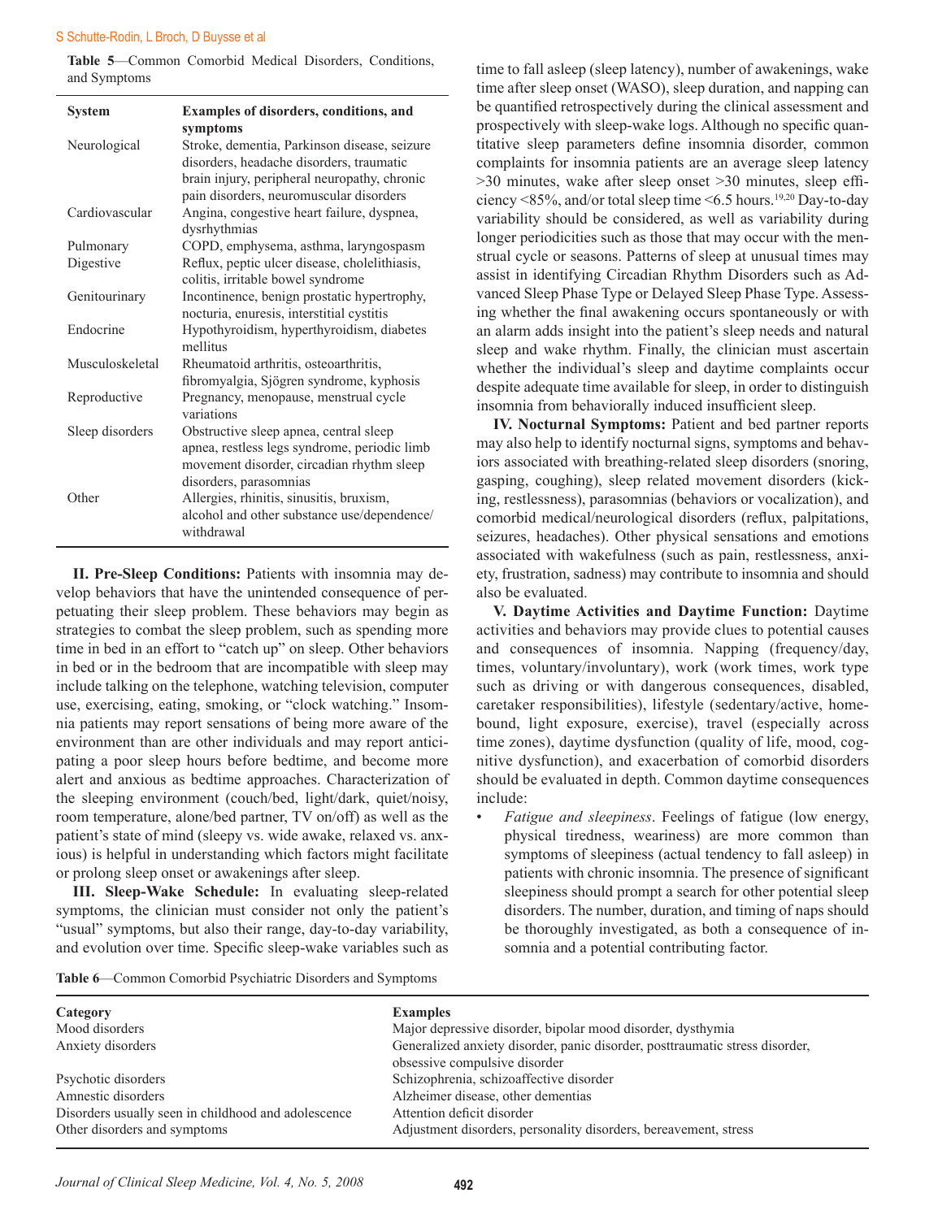**Table 5**—Common Comorbid Medical Disorders, Conditions, and Symptoms

| System | Examples of disorders, conditions, and symptoms |
|---|---|
| Neurological | Stroke, dementia, Parkinson disease, seizure disorders, headache disorders, traumatic brain injury, peripheral neuropathy, chronic pain disorders, neuromuscular disorders |
| Cardiovascular | Angina, congestive heart failure, dyspnea, dysrhythmias |
| Pulmonary | COPD, emphysema, asthma, laryngospasm |
| Digestive | Reflux, peptic ulcer disease, cholelithiasis, colitis, irritable bowel syndrome |
| Genitourinary | Incontinence, benign prostatic hypertrophy, nocturia, enuresis, interstitial cystitis |
| Endocrine | Hypothyroidism, hyperthyroidism, diabetes mellitus |
| Musculoskeletal | Rheumatoid arthritis, osteoarthritis, fibromyalgia, Sjögren syndrome, kyphosis |
| Reproductive | Pregnancy, menopause, menstrual cycle variations |
| Sleep disorders | Obstructive sleep apnea, central sleep apnea, restless legs syndrome, periodic limb movement disorder, circadian rhythm sleep disorders, parasomnias |
| Other | Allergies, rhinitis, sinusitis, bruxism, alcohol and other substance use/dependence/withdrawal |

**II. Pre-Sleep Conditions:** Patients with insomnia may develop behaviors that have the unintended consequence of perpetuating their sleep problem. These behaviors may begin as strategies to combat the sleep problem, such as spending more time in bed in an effort to "catch up" on sleep. Other behaviors in bed or in the bedroom that are incompatible with sleep may include talking on the telephone, watching television, computer use, exercising, eating, smoking, or "clock watching." Insomnia patients may report sensations of being more aware of the environment than are other individuals and may report anticipating a poor sleep hours before bedtime, and become more alert and anxious as bedtime approaches. Characterization of the sleeping environment (couch/bed, light/dark, quiet/noisy, room temperature, alone/bed partner, TV on/off) as well as the patient's state of mind (sleepy vs. wide awake, relaxed vs. anxious) is helpful in understanding which factors might facilitate or prolong sleep onset or awakenings after sleep.

**III. Sleep-Wake Schedule:** In evaluating sleep-related symptoms, the clinician must consider not only the patient's "usual" symptoms, but also their range, day-to-day variability, and evolution over time. Specific sleep-wake variables such as time to fall asleep (sleep latency), number of awakenings, wake time after sleep onset (WASO), sleep duration, and napping can be quantified retrospectively during the clinical assessment and prospectively with sleep-wake logs. Although no specific quantitative sleep parameters define insomnia disorder, common complaints for insomnia patients are an average sleep latency >30 minutes, wake after sleep onset >30 minutes, sleep efficiency <85%, and/or total sleep time <6.5 hours.[19,20] Day-to-day variability should be considered, as well as variability during longer periodicities such as those that may occur with the menstrual cycle or seasons. Patterns of sleep at unusual times may assist in identifying Circadian Rhythm Disorders such as Advanced Sleep Phase Type or Delayed Sleep Phase Type. Assessing whether the final awakening occurs spontaneously or with an alarm adds insight into the patient's sleep needs and natural sleep and wake rhythm. Finally, the clinician must ascertain whether the individual's sleep and daytime complaints occur despite adequate time available for sleep, in order to distinguish insomnia from behaviorally induced insufficient sleep.

**IV. Nocturnal Symptoms:** Patient and bed partner reports may also help to identify nocturnal signs, symptoms and behaviors associated with breathing-related sleep disorders (snoring, gasping, coughing), sleep related movement disorders (kicking, restlessness), parasomnias (behaviors or vocalization), and comorbid medical/neurological disorders (reflux, palpitations, seizures, headaches). Other physical sensations and emotions associated with wakefulness (such as pain, restlessness, anxiety, frustration, sadness) may contribute to insomnia and should also be evaluated.

**V. Daytime Activities and Daytime Function:** Daytime activities and behaviors may provide clues to potential causes and consequences of insomnia. Napping (frequency/day, times, voluntary/involuntary), work (work times, work type such as driving or with dangerous consequences, disabled, caretaker responsibilities), lifestyle (sedentary/active, homebound, light exposure, exercise), travel (especially across time zones), daytime dysfunction (quality of life, mood, cognitive dysfunction), and exacerbation of comorbid disorders should be evaluated in depth. Common daytime consequences include:

- *Fatigue and sleepiness*. Feelings of fatigue (low energy, physical tiredness, weariness) are more common than symptoms of sleepiness (actual tendency to fall asleep) in patients with chronic insomnia. The presence of significant sleepiness should prompt a search for other potential sleep disorders. The number, duration, and timing of naps should be thoroughly investigated, as both a consequence of insomnia and a potential contributing factor.

**Table 6**—Common Comorbid Psychiatric Disorders and Symptoms

| Category | Examples |
|---|---|
| Mood disorders | Major depressive disorder, bipolar mood disorder, dysthymia |
| Anxiety disorders | Generalized anxiety disorder, panic disorder, posttraumatic stress disorder, obsessive compulsive disorder |
| Psychotic disorders | Schizophrenia, schizoaffective disorder |
| Amnestic disorders | Alzheimer disease, other dementias |
| Disorders usually seen in childhood and adolescence | Attention deficit disorder |
| Other disorders and symptoms | Adjustment disorders, personality disorders, bereavement, stress |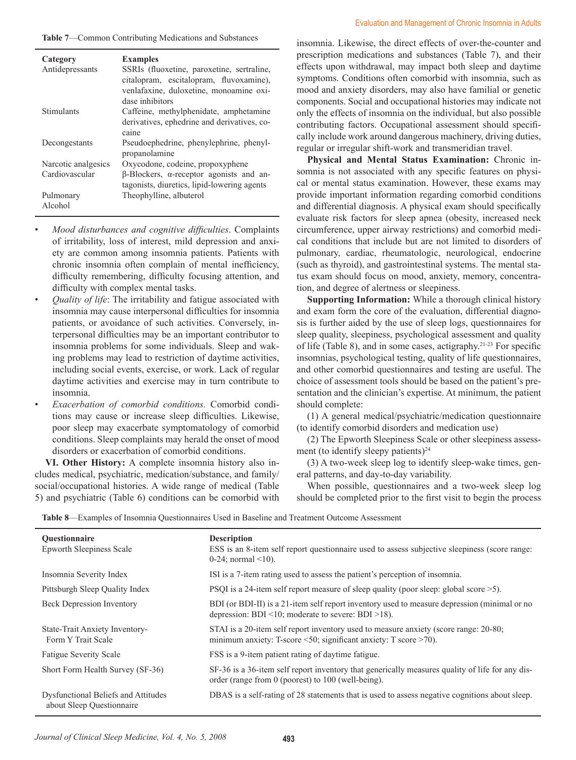**Table 7**—Common Contributing Medications and Substances

| Category | Examples |
|---|---|
| Antidepressants | SSRIs (fluoxetine, paroxetine, sertraline, citalopram, escitalopram, fluvoxamine), venlafaxine, duloxetine, monoamine oxidase inhibitors |
| Stimulants | Caffeine, methylphenidate, amphetamine derivatives, ephedrine and derivatives, cocaine |
| Decongestants | Pseudoephedrine, phenylephrine, phenylpropanolamine |
| Narcotic analgesics | Oxycodone, codeine, propoxyphene |
| Cardiovascular | β-Blockers, α-receptor agonists and antagonists, diuretics, lipid-lowering agents |
| Pulmonary | Theophylline, albuterol |
| Alcohol | |

- *Mood disturbances and cognitive difficulties*. Complaints of irritability, loss of interest, mild depression and anxiety are common among insomnia patients. Patients with chronic insomnia often complain of mental inefficiency, difficulty remembering, difficulty focusing attention, and difficulty with complex mental tasks.
- *Quality of life*: The irritability and fatigue associated with insomnia may cause interpersonal difficulties for insomnia patients, or avoidance of such activities. Conversely, interpersonal difficulties may be an important contributor to insomnia problems for some individuals. Sleep and waking problems may lead to restriction of daytime activities, including social events, exercise, or work. Lack of regular daytime activities and exercise may in turn contribute to insomnia.
- *Exacerbation of comorbid conditions.* Comorbid conditions may cause or increase sleep difficulties. Likewise, poor sleep may exacerbate symptomatology of comorbid conditions. Sleep complaints may herald the onset of mood disorders or exacerbation of comorbid conditions.

**VI. Other History:** A complete insomnia history also includes medical, psychiatric, medication/substance, and family/social/occupational histories. A wide range of medical (Table 5) and psychiatric (Table 6) conditions can be comorbid with insomnia. Likewise, the direct effects of over-the-counter and prescription medications and substances (Table 7), and their effects upon withdrawal, may impact both sleep and daytime symptoms. Conditions often comorbid with insomnia, such as mood and anxiety disorders, may also have familial or genetic components. Social and occupational histories may indicate not only the effects of insomnia on the individual, but also possible contributing factors. Occupational assessment should specifically include work around dangerous machinery, driving duties, regular or irregular shift-work and transmeridian travel.

**Physical and Mental Status Examination:** Chronic insomnia is not associated with any specific features on physical or mental status examination. However, these exams may provide important information regarding comorbid conditions and differential diagnosis. A physical exam should specifically evaluate risk factors for sleep apnea (obesity, increased neck circumference, upper airway restrictions) and comorbid medical conditions that include but are not limited to disorders of pulmonary, cardiac, rheumatologic, neurological, endocrine (such as thyroid), and gastrointestinal systems. The mental status exam should focus on mood, anxiety, memory, concentration, and degree of alertness or sleepiness.

**Supporting Information:** While a thorough clinical history and exam form the core of the evaluation, differential diagnosis is further aided by the use of sleep logs, questionnaires for sleep quality, sleepiness, psychological assessment and quality of life (Table 8), and in some cases, actigraphy.[21-23] For specific insomnias, psychological testing, quality of life questionnaires, and other comorbid questionnaires and testing are useful. The choice of assessment tools should be based on the patient's presentation and the clinician's expertise. At minimum, the patient should complete:

(1) A general medical/psychiatric/medication questionnaire (to identify comorbid disorders and medication use)

(2) The Epworth Sleepiness Scale or other sleepiness assessment (to identify sleepy patients)[24]

(3) A two-week sleep log to identify sleep-wake times, general patterns, and day-to-day variability.

When possible, questionnaires and a two-week sleep log should be completed prior to the first visit to begin the process

**Table 8**—Examples of Insomnia Questionnaires Used in Baseline and Treatment Outcome Assessment

| Questionnaire | Description |
|---|---|
| Epworth Sleepiness Scale | ESS is an 8-item self report questionnaire used to assess subjective sleepiness (score range: 0-24; normal <10). |
| Insomnia Severity Index | ISI is a 7-item rating used to assess the patient's perception of insomnia. |
| Pittsburgh Sleep Quality Index | PSQI is a 24-item self report measure of sleep quality (poor sleep: global score >5). |
| Beck Depression Inventory | BDI (or BDI-II) is a 21-item self report inventory used to measure depression (minimal or no depression: BDI <10; moderate to severe: BDI >18). |
| State-Trait Anxiety Inventory-Form Y Trait Scale | STAI is a 20-item self report inventory used to measure anxiety (score range: 20-80; minimum anxiety: T-score <50; significant anxiety: T score >70). |
| Fatigue Severity Scale | FSS is a 9-item patient rating of daytime fatigue. |
| Short Form Health Survey (SF-36) | SF-36 is a 36-item self report inventory that generically measures quality of life for any disorder (range from 0 (poorest) to 100 (well-being). |
| Dysfunctional Beliefs and Attitudes about Sleep Questionnaire | DBAS is a self-rating of 28 statements that is used to assess negative cognitions about sleep. |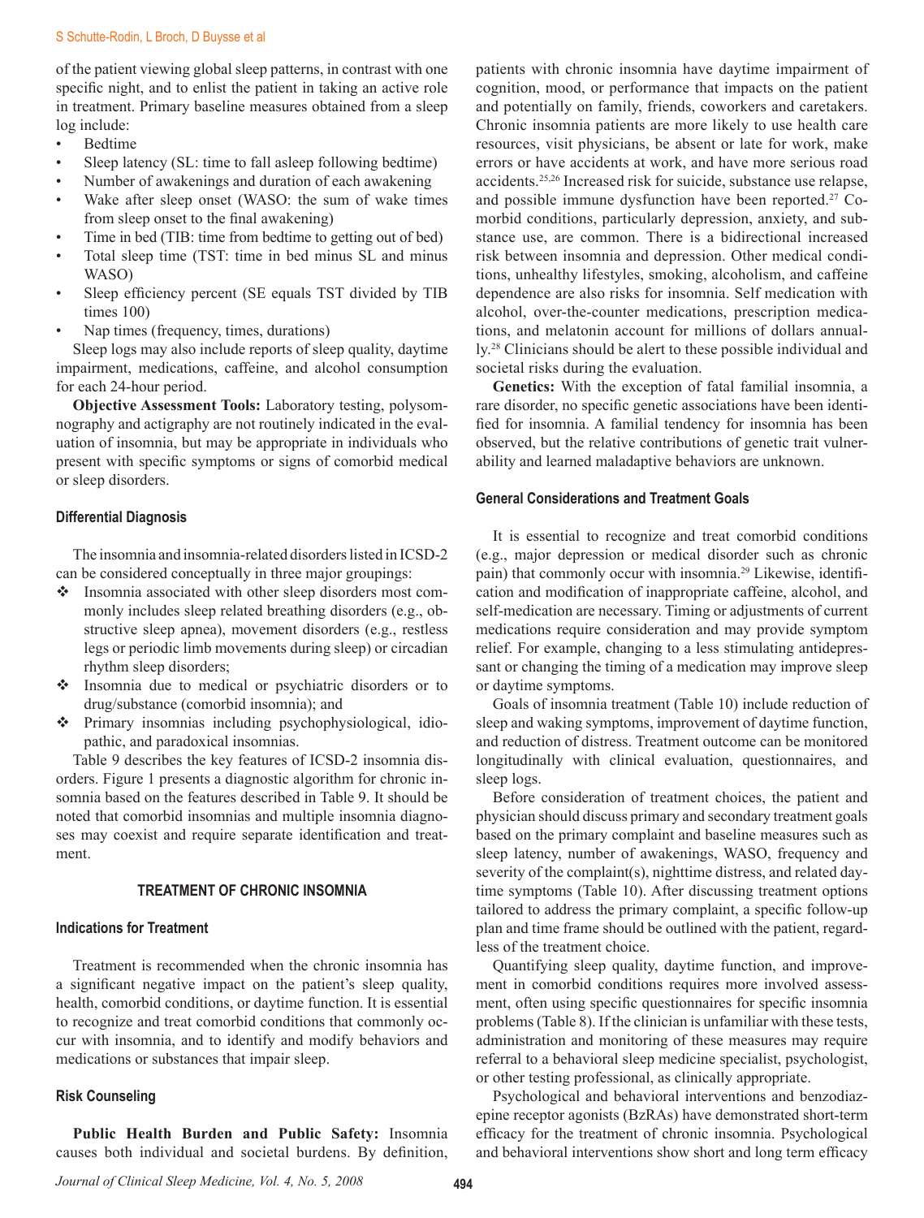of the patient viewing global sleep patterns, in contrast with one specific night, and to enlist the patient in taking an active role in treatment. Primary baseline measures obtained from a sleep log include:

- Bedtime
- Sleep latency (SL: time to fall asleep following bedtime)
- Number of awakenings and duration of each awakening
- Wake after sleep onset (WASO: the sum of wake times from sleep onset to the final awakening)
- Time in bed (TIB: time from bedtime to getting out of bed)
- Total sleep time (TST: time in bed minus SL and minus WASO)
- Sleep efficiency percent (SE equals TST divided by TIB times 100)
- Nap times (frequency, times, durations)

Sleep logs may also include reports of sleep quality, daytime impairment, medications, caffeine, and alcohol consumption for each 24-hour period.

**Objective Assessment Tools:** Laboratory testing, polysomnography and actigraphy are not routinely indicated in the evaluation of insomnia, but may be appropriate in individuals who present with specific symptoms or signs of comorbid medical or sleep disorders.

### Differential Diagnosis

The insomnia and insomnia-related disorders listed in ICSD-2 can be considered conceptually in three major groupings:

- ❖ Insomnia associated with other sleep disorders most commonly includes sleep related breathing disorders (e.g., obstructive sleep apnea), movement disorders (e.g., restless legs or periodic limb movements during sleep) or circadian rhythm sleep disorders;
- ❖ Insomnia due to medical or psychiatric disorders or to drug/substance (comorbid insomnia); and
- ❖ Primary insomnias including psychophysiological, idiopathic, and paradoxical insomnias.

Table 9 describes the key features of ICSD-2 insomnia disorders. Figure 1 presents a diagnostic algorithm for chronic insomnia based on the features described in Table 9. It should be noted that comorbid insomnias and multiple insomnia diagnoses may coexist and require separate identification and treatment.

## TREATMENT OF CHRONIC INSOMNIA

### Indications for Treatment

Treatment is recommended when the chronic insomnia has a significant negative impact on the patient's sleep quality, health, comorbid conditions, or daytime function. It is essential to recognize and treat comorbid conditions that commonly occur with insomnia, and to identify and modify behaviors and medications or substances that impair sleep.

### Risk Counseling

**Public Health Burden and Public Safety:** Insomnia causes both individual and societal burdens. By definition, patients with chronic insomnia have daytime impairment of cognition, mood, or performance that impacts on the patient and potentially on family, friends, coworkers and caretakers. Chronic insomnia patients are more likely to use health care resources, visit physicians, be absent or late for work, make errors or have accidents at work, and have more serious road accidents.[25,26] Increased risk for suicide, substance use relapse, and possible immune dysfunction have been reported.[27] Comorbid conditions, particularly depression, anxiety, and substance use, are common. There is a bidirectional increased risk between insomnia and depression. Other medical conditions, unhealthy lifestyles, smoking, alcoholism, and caffeine dependence are also risks for insomnia. Self medication with alcohol, over-the-counter medications, prescription medications, and melatonin account for millions of dollars annually.[28] Clinicians should be alert to these possible individual and societal risks during the evaluation.

**Genetics:** With the exception of fatal familial insomnia, a rare disorder, no specific genetic associations have been identified for insomnia. A familial tendency for insomnia has been observed, but the relative contributions of genetic trait vulnerability and learned maladaptive behaviors are unknown.

### General Considerations and Treatment Goals

It is essential to recognize and treat comorbid conditions (e.g., major depression or medical disorder such as chronic pain) that commonly occur with insomnia.[29] Likewise, identification and modification of inappropriate caffeine, alcohol, and self-medication are necessary. Timing or adjustments of current medications require consideration and may provide symptom relief. For example, changing to a less stimulating antidepressant or changing the timing of a medication may improve sleep or daytime symptoms.

Goals of insomnia treatment (Table 10) include reduction of sleep and waking symptoms, improvement of daytime function, and reduction of distress. Treatment outcome can be monitored longitudinally with clinical evaluation, questionnaires, and sleep logs.

Before consideration of treatment choices, the patient and physician should discuss primary and secondary treatment goals based on the primary complaint and baseline measures such as sleep latency, number of awakenings, WASO, frequency and severity of the complaint(s), nighttime distress, and related daytime symptoms (Table 10). After discussing treatment options tailored to address the primary complaint, a specific follow-up plan and time frame should be outlined with the patient, regardless of the treatment choice.

Quantifying sleep quality, daytime function, and improvement in comorbid conditions requires more involved assessment, often using specific questionnaires for specific insomnia problems (Table 8). If the clinician is unfamiliar with these tests, administration and monitoring of these measures may require referral to a behavioral sleep medicine specialist, psychologist, or other testing professional, as clinically appropriate.

Psychological and behavioral interventions and benzodiazepine receptor agonists (BzRAs) have demonstrated short-term efficacy for the treatment of chronic insomnia. Psychological and behavioral interventions show short and long term efficacy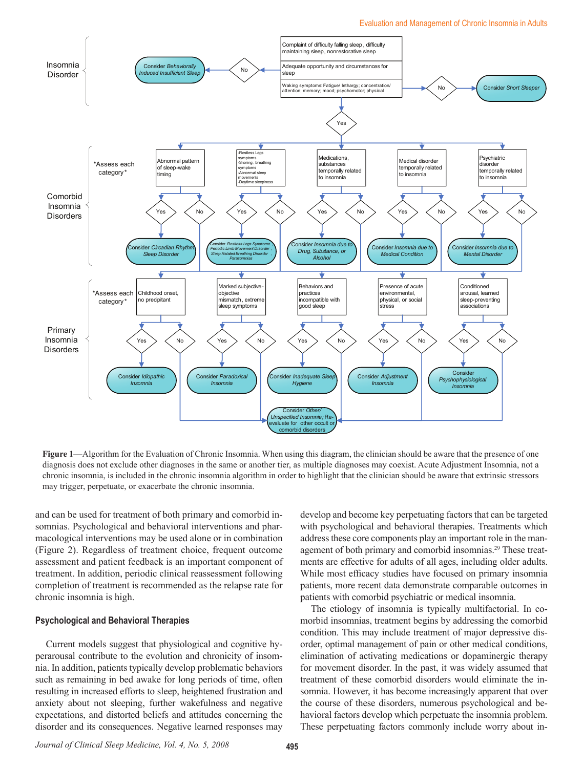**Figure 1**—Algorithm for the Evaluation of Chronic Insomnia. When using this diagram, the clinician should be aware that the presence of one diagnosis does not exclude other diagnoses in the same or another tier, as multiple diagnoses may coexist. Acute Adjustment Insomnia, not a chronic insomnia, is included in the chronic insomnia algorithm in order to highlight that the clinician should be aware that extrinsic stressors may trigger, perpetuate, or exacerbate the chronic insomnia.

and can be used for treatment of both primary and comorbid insomnias. Psychological and behavioral interventions and pharmacological interventions may be used alone or in combination (Figure 2). Regardless of treatment choice, frequent outcome assessment and patient feedback is an important component of treatment. In addition, periodic clinical reassessment following completion of treatment is recommended as the relapse rate for chronic insomnia is high.

### Psychological and Behavioral Therapies

Current models suggest that physiological and cognitive hyperarousal contribute to the evolution and chronicity of insomnia. In addition, patients typically develop problematic behaviors such as remaining in bed awake for long periods of time, often resulting in increased efforts to sleep, heightened frustration and anxiety about not sleeping, further wakefulness and negative expectations, and distorted beliefs and attitudes concerning the disorder and its consequences. Negative learned responses may develop and become key perpetuating factors that can be targeted with psychological and behavioral therapies. Treatments which address these core components play an important role in the management of both primary and comorbid insomnias.[29] These treatments are effective for adults of all ages, including older adults. While most efficacy studies have focused on primary insomnia patients, more recent data demonstrate comparable outcomes in patients with comorbid psychiatric or medical insomnia.

The etiology of insomnia is typically multifactorial. In comorbid insomnias, treatment begins by addressing the comorbid condition. This may include treatment of major depressive disorder, optimal management of pain or other medical conditions, elimination of activating medications or dopaminergic therapy for movement disorder. In the past, it was widely assumed that treatment of these comorbid disorders would eliminate the insomnia. However, it has become increasingly apparent that over the course of these disorders, numerous psychological and behavioral factors develop which perpetuate the insomnia problem. These perpetuating factors commonly include worry about in-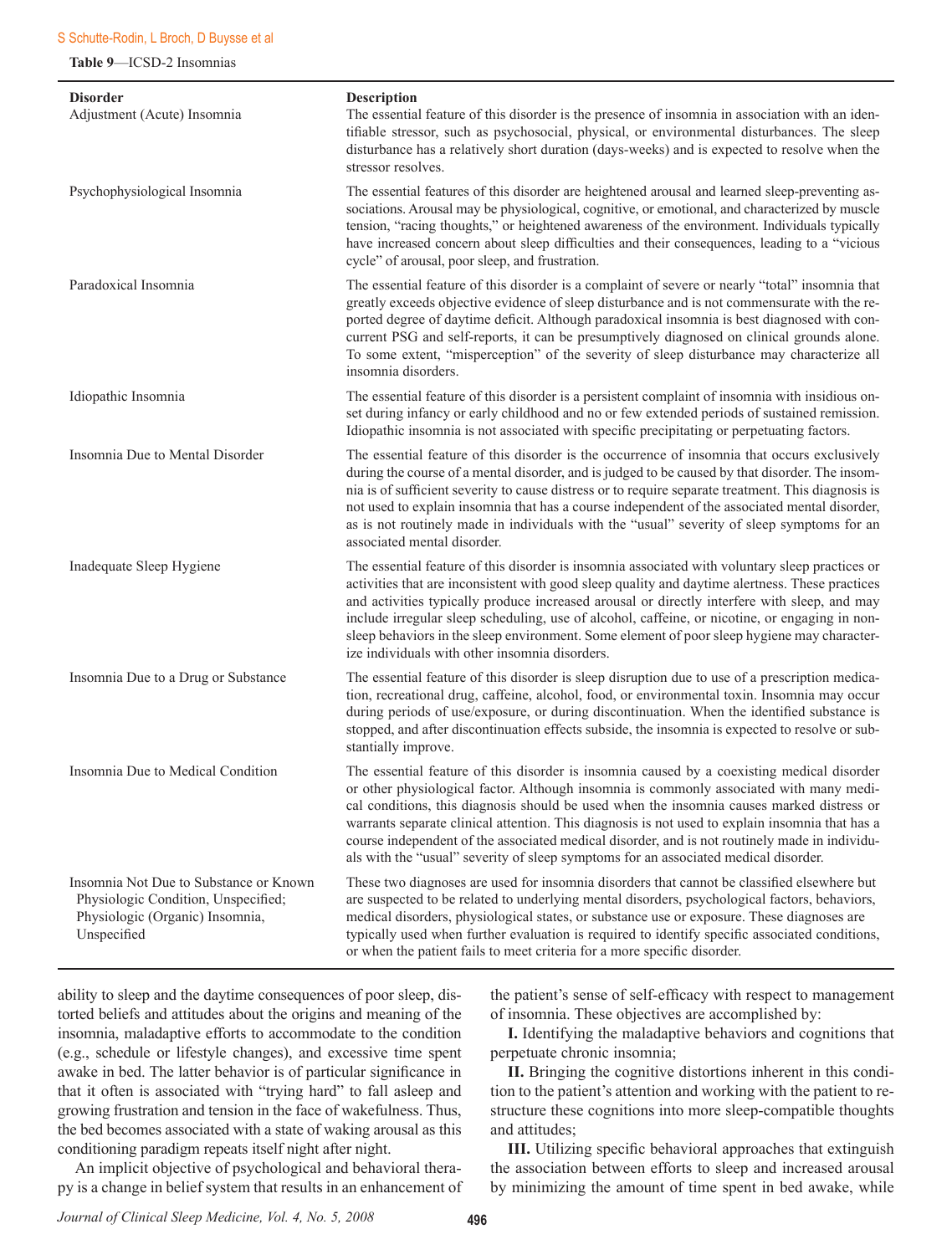**Table 9**—ICSD-2 Insomnias

| Disorder | Description |
|---|---|
| Adjustment (Acute) Insomnia | The essential feature of this disorder is the presence of insomnia in association with an identifiable stressor, such as psychosocial, physical, or environmental disturbances. The sleep disturbance has a relatively short duration (days-weeks) and is expected to resolve when the stressor resolves. |
| Psychophysiological Insomnia | The essential features of this disorder are heightened arousal and learned sleep-preventing associations. Arousal may be physiological, cognitive, or emotional, and characterized by muscle tension, "racing thoughts," or heightened awareness of the environment. Individuals typically have increased concern about sleep difficulties and their consequences, leading to a "vicious cycle" of arousal, poor sleep, and frustration. |
| Paradoxical Insomnia | The essential feature of this disorder is a complaint of severe or nearly "total" insomnia that greatly exceeds objective evidence of sleep disturbance and is not commensurate with the reported degree of daytime deficit. Although paradoxical insomnia is best diagnosed with concurrent PSG and self-reports, it can be presumptively diagnosed on clinical grounds alone. To some extent, "misperception" of the severity of sleep disturbance may characterize all insomnia disorders. |
| Idiopathic Insomnia | The essential feature of this disorder is a persistent complaint of insomnia with insidious onset during infancy or early childhood and no or few extended periods of sustained remission. Idiopathic insomnia is not associated with specific precipitating or perpetuating factors. |
| Insomnia Due to Mental Disorder | The essential feature of this disorder is the occurrence of insomnia that occurs exclusively during the course of a mental disorder, and is judged to be caused by that disorder. The insomnia is of sufficient severity to cause distress or to require separate treatment. This diagnosis is not used to explain insomnia that has a course independent of the associated mental disorder, as is not routinely made in individuals with the "usual" severity of sleep symptoms for an associated mental disorder. |
| Inadequate Sleep Hygiene | The essential feature of this disorder is insomnia associated with voluntary sleep practices or activities that are inconsistent with good sleep quality and daytime alertness. These practices and activities typically produce increased arousal or directly interfere with sleep, and may include irregular sleep scheduling, use of alcohol, caffeine, or nicotine, or engaging in non-sleep behaviors in the sleep environment. Some element of poor sleep hygiene may characterize individuals with other insomnia disorders. |
| Insomnia Due to a Drug or Substance | The essential feature of this disorder is sleep disruption due to use of a prescription medication, recreational drug, caffeine, alcohol, food, or environmental toxin. Insomnia may occur during periods of use/exposure, or during discontinuation. When the identified substance is stopped, and after discontinuation effects subside, the insomnia is expected to resolve or substantially improve. |
| Insomnia Due to Medical Condition | The essential feature of this disorder is insomnia caused by a coexisting medical disorder or other physiological factor. Although insomnia is commonly associated with many medical conditions, this diagnosis should be used when the insomnia causes marked distress or warrants separate clinical attention. This diagnosis is not used to explain insomnia that has a course independent of the associated medical disorder, and is not routinely made in individuals with the "usual" severity of sleep symptoms for an associated medical disorder. |
| Insomnia Not Due to Substance or Known Physiologic Condition, Unspecified; Physiologic (Organic) Insomnia, Unspecified | These two diagnoses are used for insomnia disorders that cannot be classified elsewhere but are suspected to be related to underlying mental disorders, psychological factors, behaviors, medical disorders, physiological states, or substance use or exposure. These diagnoses are typically used when further evaluation is required to identify specific associated conditions, or when the patient fails to meet criteria for a more specific disorder. |

ability to sleep and the daytime consequences of poor sleep, distorted beliefs and attitudes about the origins and meaning of the insomnia, maladaptive efforts to accommodate to the condition (e.g., schedule or lifestyle changes), and excessive time spent awake in bed. The latter behavior is of particular significance in that it often is associated with "trying hard" to fall asleep and growing frustration and tension in the face of wakefulness. Thus, the bed becomes associated with a state of waking arousal as this conditioning paradigm repeats itself night after night.

An implicit objective of psychological and behavioral therapy is a change in belief system that results in an enhancement of the patient's sense of self-efficacy with respect to management of insomnia. These objectives are accomplished by:

**I.** Identifying the maladaptive behaviors and cognitions that perpetuate chronic insomnia;

**II.** Bringing the cognitive distortions inherent in this condition to the patient's attention and working with the patient to restructure these cognitions into more sleep-compatible thoughts and attitudes;

**III.** Utilizing specific behavioral approaches that extinguish the association between efforts to sleep and increased arousal by minimizing the amount of time spent in bed awake, while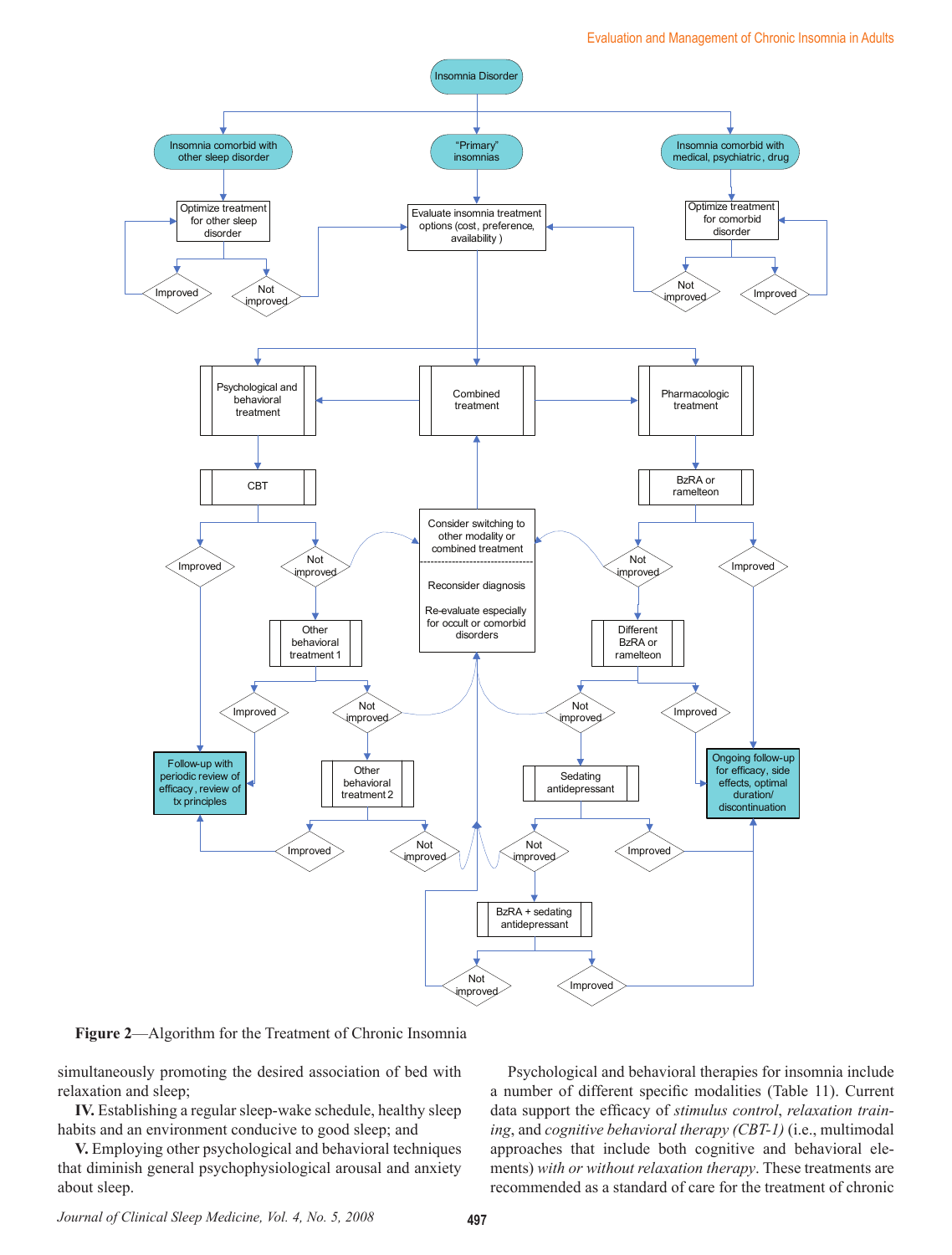**Figure 2**—Algorithm for the Treatment of Chronic Insomnia

simultaneously promoting the desired association of bed with relaxation and sleep;

**IV.** Establishing a regular sleep-wake schedule, healthy sleep habits and an environment conducive to good sleep; and

**V.** Employing other psychological and behavioral techniques that diminish general psychophysiological arousal and anxiety about sleep.

Psychological and behavioral therapies for insomnia include a number of different specific modalities (Table 11). Current data support the efficacy of *stimulus control*, *relaxation training*, and *cognitive behavioral therapy (CBT-I)* (i.e., multimodal approaches that include both cognitive and behavioral elements) *with or without relaxation therapy*. These treatments are recommended as a standard of care for the treatment of chronic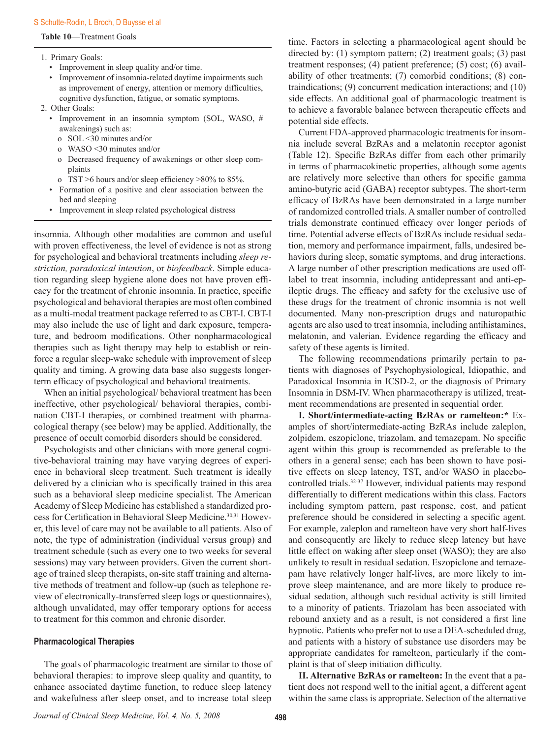**Table 10**—Treatment Goals

1. Primary Goals:
   - Improvement in sleep quality and/or time.
   - Improvement of insomnia-related daytime impairments such as improvement of energy, attention or memory difficulties, cognitive dysfunction, fatigue, or somatic symptoms.
2. Other Goals:
   - Improvement in an insomnia symptom (SOL, WASO, # awakenings) such as:
     - o SOL <30 minutes and/or
     - o WASO <30 minutes and/or
     - o Decreased frequency of awakenings or other sleep complaints
     - o TST >6 hours and/or sleep efficiency >80% to 85%.
   - Formation of a positive and clear association between the bed and sleeping
   - Improvement in sleep related psychological distress

insomnia. Although other modalities are common and useful with proven effectiveness, the level of evidence is not as strong for psychological and behavioral treatments including *sleep restriction, paradoxical intention*, or *biofeedback*. Simple education regarding sleep hygiene alone does not have proven efficacy for the treatment of chronic insomnia. In practice, specific psychological and behavioral therapies are most often combined as a multi-modal treatment package referred to as CBT-I. CBT-I may also include the use of light and dark exposure, temperature, and bedroom modifications. Other nonpharmacological therapies such as light therapy may help to establish or reinforce a regular sleep-wake schedule with improvement of sleep quality and timing. A growing data base also suggests longer-term efficacy of psychological and behavioral treatments.

When an initial psychological/ behavioral treatment has been ineffective, other psychological/ behavioral therapies, combination CBT-I therapies, or combined treatment with pharmacological therapy (see below) may be applied. Additionally, the presence of occult comorbid disorders should be considered.

Psychologists and other clinicians with more general cognitive-behavioral training may have varying degrees of experience in behavioral sleep treatment. Such treatment is ideally delivered by a clinician who is specifically trained in this area such as a behavioral sleep medicine specialist. The American Academy of Sleep Medicine has established a standardized process for Certification in Behavioral Sleep Medicine.[30,31] However, this level of care may not be available to all patients. Also of note, the type of administration (individual versus group) and treatment schedule (such as every one to two weeks for several sessions) may vary between providers. Given the current shortage of trained sleep therapists, on-site staff training and alternative methods of treatment and follow-up (such as telephone review of electronically-transferred sleep logs or questionnaires), although unvalidated, may offer temporary options for access to treatment for this common and chronic disorder.

### Pharmacological Therapies

The goals of pharmacologic treatment are similar to those of behavioral therapies: to improve sleep quality and quantity, to enhance associated daytime function, to reduce sleep latency and wakefulness after sleep onset, and to increase total sleep time. Factors in selecting a pharmacological agent should be directed by: (1) symptom pattern; (2) treatment goals; (3) past treatment responses; (4) patient preference; (5) cost; (6) availability of other treatments; (7) comorbid conditions; (8) contraindications; (9) concurrent medication interactions; and (10) side effects. An additional goal of pharmacologic treatment is to achieve a favorable balance between therapeutic effects and potential side effects.

Current FDA-approved pharmacologic treatments for insomnia include several BzRAs and a melatonin receptor agonist (Table 12). Specific BzRAs differ from each other primarily in terms of pharmacokinetic properties, although some agents are relatively more selective than others for specific gamma amino-butyric acid (GABA) receptor subtypes. The short-term efficacy of BzRAs have been demonstrated in a large number of randomized controlled trials. A smaller number of controlled trials demonstrate continued efficacy over longer periods of time. Potential adverse effects of BzRAs include residual sedation, memory and performance impairment, falls, undesired behaviors during sleep, somatic symptoms, and drug interactions. A large number of other prescription medications are used off-label to treat insomnia, including antidepressant and anti-epileptic drugs. The efficacy and safety for the exclusive use of these drugs for the treatment of chronic insomnia is not well documented. Many non-prescription drugs and naturopathic agents are also used to treat insomnia, including antihistamines, melatonin, and valerian. Evidence regarding the efficacy and safety of these agents is limited.

The following recommendations primarily pertain to patients with diagnoses of Psychophysiological, Idiopathic, and Paradoxical Insomnia in ICSD-2, or the diagnosis of Primary Insomnia in DSM-IV. When pharmacotherapy is utilized, treatment recommendations are presented in sequential order.

**I. Short/intermediate-acting BzRAs or ramelteon:*** Examples of short/intermediate-acting BzRAs include zaleplon, zolpidem, eszopiclone, triazolam, and temazepam. No specific agent within this group is recommended as preferable to the others in a general sense; each has been shown to have positive effects on sleep latency, TST, and/or WASO in placebo-controlled trials.[32-37] However, individual patients may respond differentially to different medications within this class. Factors including symptom pattern, past response, cost, and patient preference should be considered in selecting a specific agent. For example, zaleplon and ramelteon have very short half-lives and consequently are likely to reduce sleep latency but have little effect on waking after sleep onset (WASO); they are also unlikely to result in residual sedation. Eszopiclone and temazepam have relatively longer half-lives, are more likely to improve sleep maintenance, and are more likely to produce residual sedation, although such residual activity is still limited to a minority of patients. Triazolam has been associated with rebound anxiety and as a result, is not considered a first line hypnotic. Patients who prefer not to use a DEA-scheduled drug, and patients with a history of substance use disorders may be appropriate candidates for ramelteon, particularly if the complaint is that of sleep initiation difficulty.

**II. Alternative BzRAs or ramelteon:** In the event that a patient does not respond well to the initial agent, a different agent within the same class is appropriate. Selection of the alternative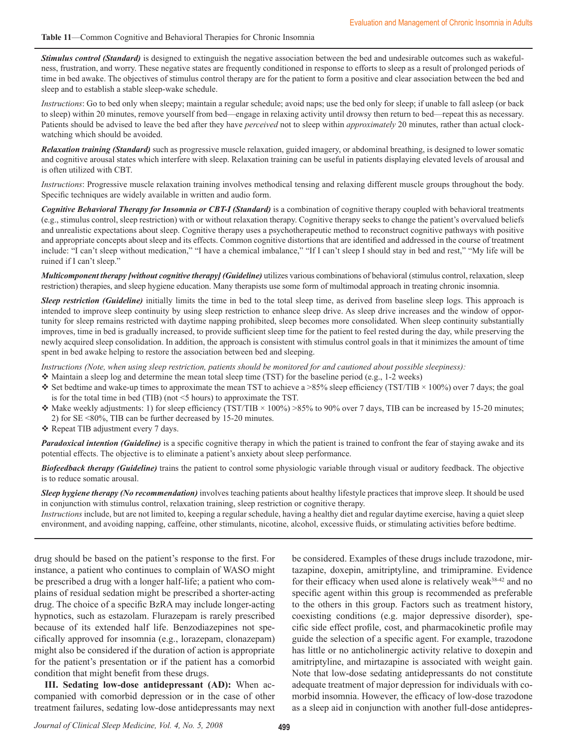**Table 11**—Common Cognitive and Behavioral Therapies for Chronic Insomnia

***Stimulus control (Standard)*** is designed to extinguish the negative association between the bed and undesirable outcomes such as wakefulness, frustration, and worry. These negative states are frequently conditioned in response to efforts to sleep as a result of prolonged periods of time in bed awake. The objectives of stimulus control therapy are for the patient to form a positive and clear association between the bed and sleep and to establish a stable sleep-wake schedule.

*Instructions*: Go to bed only when sleepy; maintain a regular schedule; avoid naps; use the bed only for sleep; if unable to fall asleep (or back to sleep) within 20 minutes, remove yourself from bed—engage in relaxing activity until drowsy then return to bed—repeat this as necessary. Patients should be advised to leave the bed after they have *perceived* not to sleep within *approximately* 20 minutes, rather than actual clock-watching which should be avoided.

***Relaxation training (Standard)*** such as progressive muscle relaxation, guided imagery, or abdominal breathing, is designed to lower somatic and cognitive arousal states which interfere with sleep. Relaxation training can be useful in patients displaying elevated levels of arousal and is often utilized with CBT.

*Instructions*: Progressive muscle relaxation training involves methodical tensing and relaxing different muscle groups throughout the body. Specific techniques are widely available in written and audio form.

***Cognitive Behavioral Therapy for Insomnia or CBT-I (Standard)*** is a combination of cognitive therapy coupled with behavioral treatments (e.g., stimulus control, sleep restriction) with or without relaxation therapy. Cognitive therapy seeks to change the patient's overvalued beliefs and unrealistic expectations about sleep. Cognitive therapy uses a psychotherapeutic method to reconstruct cognitive pathways with positive and appropriate concepts about sleep and its effects. Common cognitive distortions that are identified and addressed in the course of treatment include: "I can't sleep without medication," "I have a chemical imbalance," "If I can't sleep I should stay in bed and rest," "My life will be ruined if I can't sleep."

***Multicomponent therapy [without cognitive therapy] (Guideline)*** utilizes various combinations of behavioral (stimulus control, relaxation, sleep restriction) therapies, and sleep hygiene education. Many therapists use some form of multimodal approach in treating chronic insomnia.

***Sleep restriction (Guideline)*** initially limits the time in bed to the total sleep time, as derived from baseline sleep logs. This approach is intended to improve sleep continuity by using sleep restriction to enhance sleep drive. As sleep drive increases and the window of opportunity for sleep remains restricted with daytime napping prohibited, sleep becomes more consolidated. When sleep continuity substantially improves, time in bed is gradually increased, to provide sufficient sleep time for the patient to feel rested during the day, while preserving the newly acquired sleep consolidation. In addition, the approach is consistent with stimulus control goals in that it minimizes the amount of time spent in bed awake helping to restore the association between bed and sleeping.

*Instructions (Note, when using sleep restriction, patients should be monitored for and cautioned about possible sleepiness):*

- Maintain a sleep log and determine the mean total sleep time (TST) for the baseline period (e.g., 1-2 weeks)
- Set bedtime and wake-up times to approximate the mean TST to achieve a >85% sleep efficiency (TST/TIB × 100%) over 7 days; the goal is for the total time in bed (TIB) (not <5 hours) to approximate the TST.
- Make weekly adjustments: 1) for sleep efficiency (TST/TIB × 100%) >85% to 90% over 7 days, TIB can be increased by 15-20 minutes; 2) for SE <80%, TIB can be further decreased by 15-20 minutes.
- Repeat TIB adjustment every 7 days.

***Paradoxical intention (Guideline)*** is a specific cognitive therapy in which the patient is trained to confront the fear of staying awake and its potential effects. The objective is to eliminate a patient's anxiety about sleep performance.

***Biofeedback therapy (Guideline)*** trains the patient to control some physiologic variable through visual or auditory feedback. The objective is to reduce somatic arousal.

***Sleep hygiene therapy (No recommendation)*** involves teaching patients about healthy lifestyle practices that improve sleep. It should be used in conjunction with stimulus control, relaxation training, sleep restriction or cognitive therapy.
*Instructions* include, but are not limited to, keeping a regular schedule, having a healthy diet and regular daytime exercise, having a quiet sleep environment, and avoiding napping, caffeine, other stimulants, nicotine, alcohol, excessive fluids, or stimulating activities before bedtime.

---

drug should be based on the patient's response to the first. For instance, a patient who continues to complain of WASO might be prescribed a drug with a longer half-life; a patient who complains of residual sedation might be prescribed a shorter-acting drug. The choice of a specific BzRA may include longer-acting hypnotics, such as estazolam. Flurazepam is rarely prescribed because of its extended half life. Benzodiazepines not specifically approved for insomnia (e.g., lorazepam, clonazepam) might also be considered if the duration of action is appropriate for the patient's presentation or if the patient has a comorbid condition that might benefit from these drugs.

**III. Sedating low-dose antidepressant (AD):** When accompanied with comorbid depression or in the case of other treatment failures, sedating low-dose antidepressants may next be considered. Examples of these drugs include trazodone, mirtazapine, doxepin, amitriptyline, and trimipramine. Evidence for their efficacy when used alone is relatively weak[38-42] and no specific agent within this group is recommended as preferable to the others in this group. Factors such as treatment history, coexisting conditions (e.g. major depressive disorder), specific side effect profile, cost, and pharmacokinetic profile may guide the selection of a specific agent. For example, trazodone has little or no anticholinergic activity relative to doxepin and amitriptyline, and mirtazapine is associated with weight gain. Note that low-dose sedating antidepressants do not constitute adequate treatment of major depression for individuals with comorbid insomnia. However, the efficacy of low-dose trazodone as a sleep aid in conjunction with another full-dose antidepres-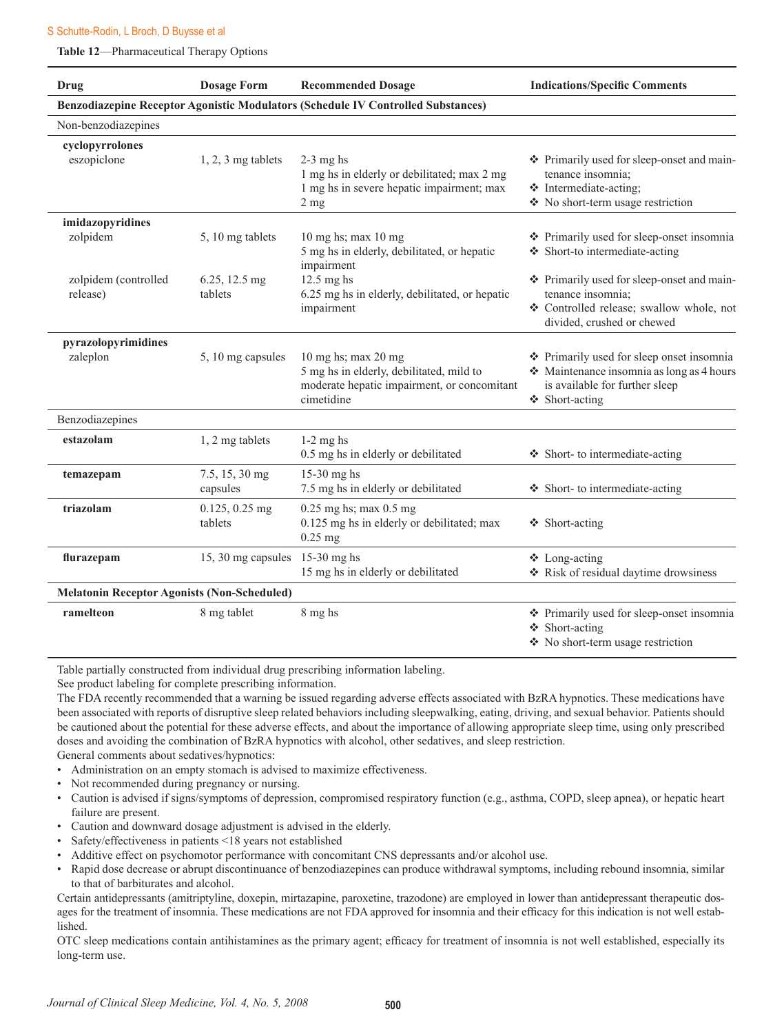**Table 12**—Pharmaceutical Therapy Options

| Drug | Dosage Form | Recommended Dosage | Indications/Specific Comments |
|---|---|---|---|
| **Benzodiazepine Receptor Agonistic Modulators (Schedule IV Controlled Substances)** | | | |
| Non-benzodiazepines | | | |
| **cyclopyrrolones** | | | |
| eszopiclone | 1, 2, 3 mg tablets | 2-3 mg hs<br>1 mg hs in elderly or debilitated; max 2 mg<br>1 mg hs in severe hepatic impairment; max 2 mg | ❖ Primarily used for sleep-onset and maintenance insomnia;<br>❖ Intermediate-acting;<br>❖ No short-term usage restriction |
| **imidazopyridines** | | | |
| zolpidem | 5, 10 mg tablets | 10 mg hs; max 10 mg<br>5 mg hs in elderly, debilitated, or hepatic impairment | ❖ Primarily used for sleep-onset insomnia<br>❖ Short-to intermediate-acting |
| zolpidem (controlled release) | 6.25, 12.5 mg tablets | 12.5 mg hs<br>6.25 mg hs in elderly, debilitated, or hepatic impairment | ❖ Primarily used for sleep-onset and maintenance insomnia;<br>❖ Controlled release; swallow whole, not divided, crushed or chewed |
| **pyrazolopyrimidines** | | | |
| zaleplon | 5, 10 mg capsules | 10 mg hs; max 20 mg<br>5 mg hs in elderly, debilitated, mild to moderate hepatic impairment, or concomitant cimetidine | ❖ Primarily used for sleep onset insomnia<br>❖ Maintenance insomnia as long as 4 hours is available for further sleep<br>❖ Short-acting |
| Benzodiazepines | | | |
| **estazolam** | 1, 2 mg tablets | 1-2 mg hs<br>0.5 mg hs in elderly or debilitated | ❖ Short- to intermediate-acting |
| **temazepam** | 7.5, 15, 30 mg capsules | 15-30 mg hs<br>7.5 mg hs in elderly or debilitated | ❖ Short- to intermediate-acting |
| **triazolam** | 0.125, 0.25 mg tablets | 0.25 mg hs; max 0.5 mg<br>0.125 mg hs in elderly or debilitated; max 0.25 mg | ❖ Short-acting |
| **flurazepam** | 15, 30 mg capsules | 15-30 mg hs<br>15 mg hs in elderly or debilitated | ❖ Long-acting<br>❖ Risk of residual daytime drowsiness |
| **Melatonin Receptor Agonists (Non-Scheduled)** | | | |
| **ramelteon** | 8 mg tablet | 8 mg hs | ❖ Primarily used for sleep-onset insomnia<br>❖ Short-acting<br>❖ No short-term usage restriction |

Table partially constructed from individual drug prescribing information labeling.

See product labeling for complete prescribing information.

The FDA recently recommended that a warning be issued regarding adverse effects associated with BzRA hypnotics. These medications have been associated with reports of disruptive sleep related behaviors including sleepwalking, eating, driving, and sexual behavior. Patients should be cautioned about the potential for these adverse effects, and about the importance of allowing appropriate sleep time, using only prescribed doses and avoiding the combination of BzRA hypnotics with alcohol, other sedatives, and sleep restriction.

General comments about sedatives/hypnotics:

- Administration on an empty stomach is advised to maximize effectiveness.
- Not recommended during pregnancy or nursing.
- Caution is advised if signs/symptoms of depression, compromised respiratory function (e.g., asthma, COPD, sleep apnea), or hepatic heart failure are present.
- Caution and downward dosage adjustment is advised in the elderly.
- Safety/effectiveness in patients <18 years not established
- Additive effect on psychomotor performance with concomitant CNS depressants and/or alcohol use.
- Rapid dose decrease or abrupt discontinuance of benzodiazepines can produce withdrawal symptoms, including rebound insomnia, similar to that of barbiturates and alcohol.

Certain antidepressants (amitriptyline, doxepin, mirtazapine, paroxetine, trazodone) are employed in lower than antidepressant therapeutic dosages for the treatment of insomnia. These medications are not FDA approved for insomnia and their efficacy for this indication is not well established.

OTC sleep medications contain antihistamines as the primary agent; efficacy for treatment of insomnia is not well established, especially its long-term use.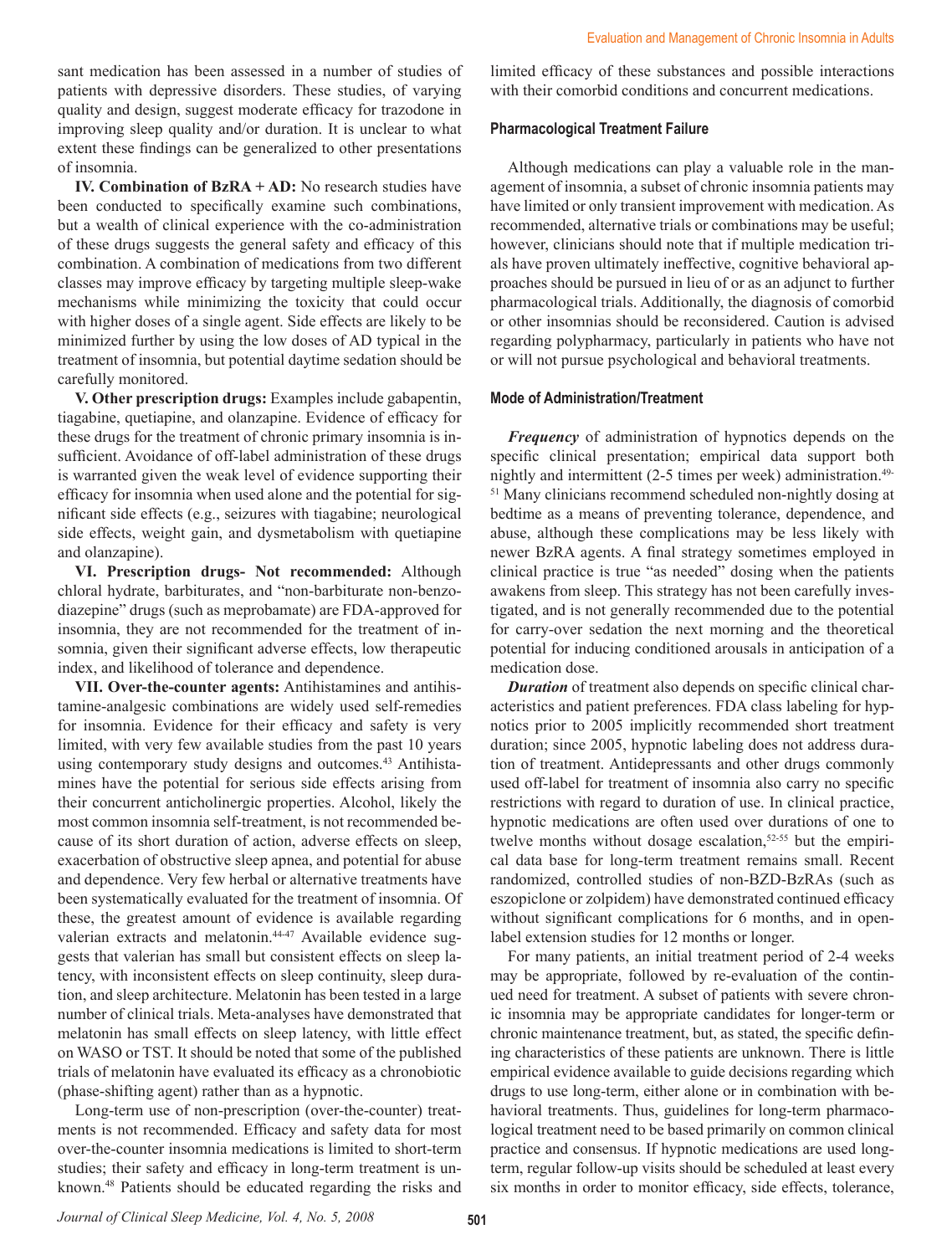sant medication has been assessed in a number of studies of patients with depressive disorders. These studies, of varying quality and design, suggest moderate efficacy for trazodone in improving sleep quality and/or duration. It is unclear to what extent these findings can be generalized to other presentations of insomnia.

**IV. Combination of BzRA + AD:** No research studies have been conducted to specifically examine such combinations, but a wealth of clinical experience with the co-administration of these drugs suggests the general safety and efficacy of this combination. A combination of medications from two different classes may improve efficacy by targeting multiple sleep-wake mechanisms while minimizing the toxicity that could occur with higher doses of a single agent. Side effects are likely to be minimized further by using the low doses of AD typical in the treatment of insomnia, but potential daytime sedation should be carefully monitored.

**V. Other prescription drugs:** Examples include gabapentin, tiagabine, quetiapine, and olanzapine. Evidence of efficacy for these drugs for the treatment of chronic primary insomnia is insufficient. Avoidance of off-label administration of these drugs is warranted given the weak level of evidence supporting their efficacy for insomnia when used alone and the potential for significant side effects (e.g., seizures with tiagabine; neurological side effects, weight gain, and dysmetabolism with quetiapine and olanzapine).

**VI. Prescription drugs- Not recommended:** Although chloral hydrate, barbiturates, and "non-barbiturate non-benzodiazepine" drugs (such as meprobamate) are FDA-approved for insomnia, they are not recommended for the treatment of insomnia, given their significant adverse effects, low therapeutic index, and likelihood of tolerance and dependence.

**VII. Over-the-counter agents:** Antihistamines and antihistamine-analgesic combinations are widely used self-remedies for insomnia. Evidence for their efficacy and safety is very limited, with very few available studies from the past 10 years using contemporary study designs and outcomes.[43] Antihistamines have the potential for serious side effects arising from their concurrent anticholinergic properties. Alcohol, likely the most common insomnia self-treatment, is not recommended because of its short duration of action, adverse effects on sleep, exacerbation of obstructive sleep apnea, and potential for abuse and dependence. Very few herbal or alternative treatments have been systematically evaluated for the treatment of insomnia. Of these, the greatest amount of evidence is available regarding valerian extracts and melatonin.[44-47] Available evidence suggests that valerian has small but consistent effects on sleep latency, with inconsistent effects on sleep continuity, sleep duration, and sleep architecture. Melatonin has been tested in a large number of clinical trials. Meta-analyses have demonstrated that melatonin has small effects on sleep latency, with little effect on WASO or TST. It should be noted that some of the published trials of melatonin have evaluated its efficacy as a chronobiotic (phase-shifting agent) rather than as a hypnotic.

Long-term use of non-prescription (over-the-counter) treatments is not recommended. Efficacy and safety data for most over-the-counter insomnia medications is limited to short-term studies; their safety and efficacy in long-term treatment is unknown.[48] Patients should be educated regarding the risks and limited efficacy of these substances and possible interactions with their comorbid conditions and concurrent medications.

### Pharmacological Treatment Failure

Although medications can play a valuable role in the management of insomnia, a subset of chronic insomnia patients may have limited or only transient improvement with medication. As recommended, alternative trials or combinations may be useful; however, clinicians should note that if multiple medication trials have proven ultimately ineffective, cognitive behavioral approaches should be pursued in lieu of or as an adjunct to further pharmacological trials. Additionally, the diagnosis of comorbid or other insomnias should be reconsidered. Caution is advised regarding polypharmacy, particularly in patients who have not or will not pursue psychological and behavioral treatments.

### Mode of Administration/Treatment

***Frequency*** of administration of hypnotics depends on the specific clinical presentation; empirical data support both nightly and intermittent (2-5 times per week) administration.[49-51] Many clinicians recommend scheduled non-nightly dosing at bedtime as a means of preventing tolerance, dependence, and abuse, although these complications may be less likely with newer BzRA agents. A final strategy sometimes employed in clinical practice is true "as needed" dosing when the patients awakens from sleep. This strategy has not been carefully investigated, and is not generally recommended due to the potential for carry-over sedation the next morning and the theoretical potential for inducing conditioned arousals in anticipation of a medication dose.

***Duration*** of treatment also depends on specific clinical characteristics and patient preferences. FDA class labeling for hypnotics prior to 2005 implicitly recommended short treatment duration; since 2005, hypnotic labeling does not address duration of treatment. Antidepressants and other drugs commonly used off-label for treatment of insomnia also carry no specific restrictions with regard to duration of use. In clinical practice, hypnotic medications are often used over durations of one to twelve months without dosage escalation,[52-55] but the empirical data base for long-term treatment remains small. Recent randomized, controlled studies of non-BZD-BzRAs (such as eszopiclone or zolpidem) have demonstrated continued efficacy without significant complications for 6 months, and in open-label extension studies for 12 months or longer.

For many patients, an initial treatment period of 2-4 weeks may be appropriate, followed by re-evaluation of the continued need for treatment. A subset of patients with severe chronic insomnia may be appropriate candidates for longer-term or chronic maintenance treatment, but, as stated, the specific defining characteristics of these patients are unknown. There is little empirical evidence available to guide decisions regarding which drugs to use long-term, either alone or in combination with behavioral treatments. Thus, guidelines for long-term pharmacological treatment need to be based primarily on common clinical practice and consensus. If hypnotic medications are used long-term, regular follow-up visits should be scheduled at least every six months in order to monitor efficacy, side effects, tolerance,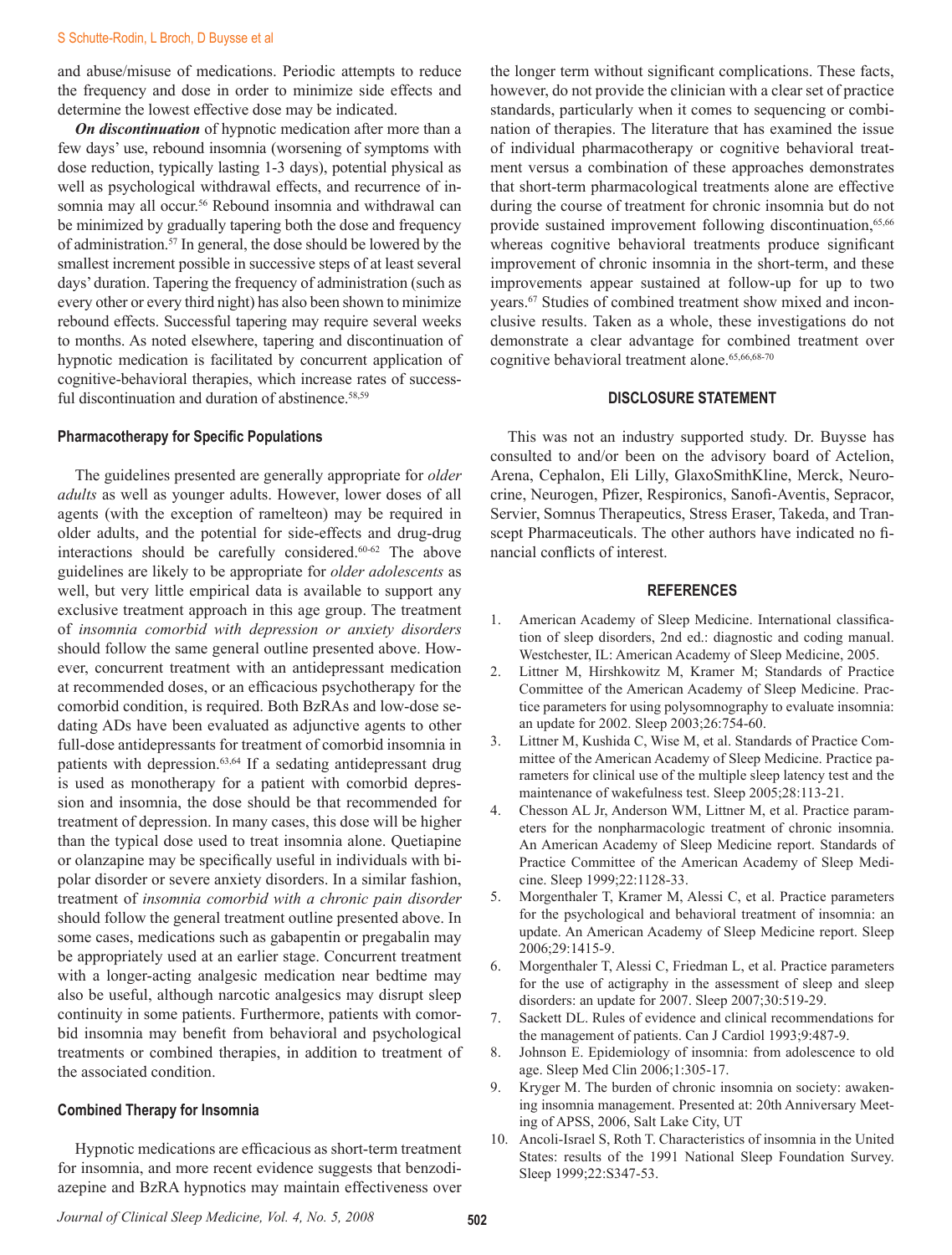and abuse/misuse of medications. Periodic attempts to reduce the frequency and dose in order to minimize side effects and determine the lowest effective dose may be indicated.

***On discontinuation*** of hypnotic medication after more than a few days' use, rebound insomnia (worsening of symptoms with dose reduction, typically lasting 1-3 days), potential physical as well as psychological withdrawal effects, and recurrence of insomnia may all occur.[56] Rebound insomnia and withdrawal can be minimized by gradually tapering both the dose and frequency of administration.[57] In general, the dose should be lowered by the smallest increment possible in successive steps of at least several days' duration. Tapering the frequency of administration (such as every other or every third night) has also been shown to minimize rebound effects. Successful tapering may require several weeks to months. As noted elsewhere, tapering and discontinuation of hypnotic medication is facilitated by concurrent application of cognitive-behavioral therapies, which increase rates of successful discontinuation and duration of abstinence.[58,59]

### Pharmacotherapy for Specific Populations

The guidelines presented are generally appropriate for *older adults* as well as younger adults. However, lower doses of all agents (with the exception of ramelteon) may be required in older adults, and the potential for side-effects and drug-drug interactions should be carefully considered.[60-62] The above guidelines are likely to be appropriate for *older adolescents* as well, but very little empirical data is available to support any exclusive treatment approach in this age group. The treatment of *insomnia comorbid with depression or anxiety disorders* should follow the same general outline presented above. However, concurrent treatment with an antidepressant medication at recommended doses, or an efficacious psychotherapy for the comorbid condition, is required. Both BzRAs and low-dose sedating ADs have been evaluated as adjunctive agents to other full-dose antidepressants for treatment of comorbid insomnia in patients with depression.[63,64] If a sedating antidepressant drug is used as monotherapy for a patient with comorbid depression and insomnia, the dose should be that recommended for treatment of depression. In many cases, this dose will be higher than the typical dose used to treat insomnia alone. Quetiapine or olanzapine may be specifically useful in individuals with bipolar disorder or severe anxiety disorders. In a similar fashion, treatment of *insomnia comorbid with a chronic pain disorder* should follow the general treatment outline presented above. In some cases, medications such as gabapentin or pregabalin may be appropriately used at an earlier stage. Concurrent treatment with a longer-acting analgesic medication near bedtime may also be useful, although narcotic analgesics may disrupt sleep continuity in some patients. Furthermore, patients with comorbid insomnia may benefit from behavioral and psychological treatments or combined therapies, in addition to treatment of the associated condition.

### Combined Therapy for Insomnia

Hypnotic medications are efficacious as short-term treatment for insomnia, and more recent evidence suggests that benzodiazepine and BzRA hypnotics may maintain effectiveness over the longer term without significant complications. These facts, however, do not provide the clinician with a clear set of practice standards, particularly when it comes to sequencing or combination of therapies. The literature that has examined the issue of individual pharmacotherapy or cognitive behavioral treatment versus a combination of these approaches demonstrates that short-term pharmacological treatments alone are effective during the course of treatment for chronic insomnia but do not provide sustained improvement following discontinuation,[65,66] whereas cognitive behavioral treatments produce significant improvement of chronic insomnia in the short-term, and these improvements appear sustained at follow-up for up to two years.[67] Studies of combined treatment show mixed and inconclusive results. Taken as a whole, these investigations do not demonstrate a clear advantage for combined treatment over cognitive behavioral treatment alone.[65,66,68-70]

## DISCLOSURE STATEMENT

This was not an industry supported study. Dr. Buysse has consulted to and/or been on the advisory board of Actelion, Arena, Cephalon, Eli Lilly, GlaxoSmithKline, Merck, Neurocrine, Neurogen, Pfizer, Respironics, Sanofi-Aventis, Sepracor, Servier, Somnus Therapeutics, Stress Eraser, Takeda, and Transcept Pharmaceuticals. The other authors have indicated no financial conflicts of interest.

## REFERENCES

1. American Academy of Sleep Medicine. International classification of sleep disorders, 2nd ed.: diagnostic and coding manual. Westchester, IL: American Academy of Sleep Medicine, 2005.
2. Littner M, Hirshkowitz M, Kramer M; Standards of Practice Committee of the American Academy of Sleep Medicine. Practice parameters for using polysomnography to evaluate insomnia: an update for 2002. Sleep 2003;26:754-60.
3. Littner M, Kushida C, Wise M, et al. Standards of Practice Committee of the American Academy of Sleep Medicine. Practice parameters for clinical use of the multiple sleep latency test and the maintenance of wakefulness test. Sleep 2005;28:113-21.
4. Chesson AL Jr, Anderson WM, Littner M, et al. Practice parameters for the nonpharmacologic treatment of chronic insomnia. An American Academy of Sleep Medicine report. Standards of Practice Committee of the American Academy of Sleep Medicine. Sleep 1999;22:1128-33.
5. Morgenthaler T, Kramer M, Alessi C, et al. Practice parameters for the psychological and behavioral treatment of insomnia: an update. An American Academy of Sleep Medicine report. Sleep 2006;29:1415-9.
6. Morgenthaler T, Alessi C, Friedman L, et al. Practice parameters for the use of actigraphy in the assessment of sleep and sleep disorders: an update for 2007. Sleep 2007;30:519-29.
7. Sackett DL. Rules of evidence and clinical recommendations for the management of patients. Can J Cardiol 1993;9:487-9.
8. Johnson E. Epidemiology of insomnia: from adolescence to old age. Sleep Med Clin 2006;1:305-17.
9. Kryger M. The burden of chronic insomnia on society: awakening insomnia management. Presented at: 20th Anniversary Meeting of APSS, 2006, Salt Lake City, UT
10. Ancoli-Israel S, Roth T. Characteristics of insomnia in the United States: results of the 1991 National Sleep Foundation Survey. Sleep 1999;22:S347-53.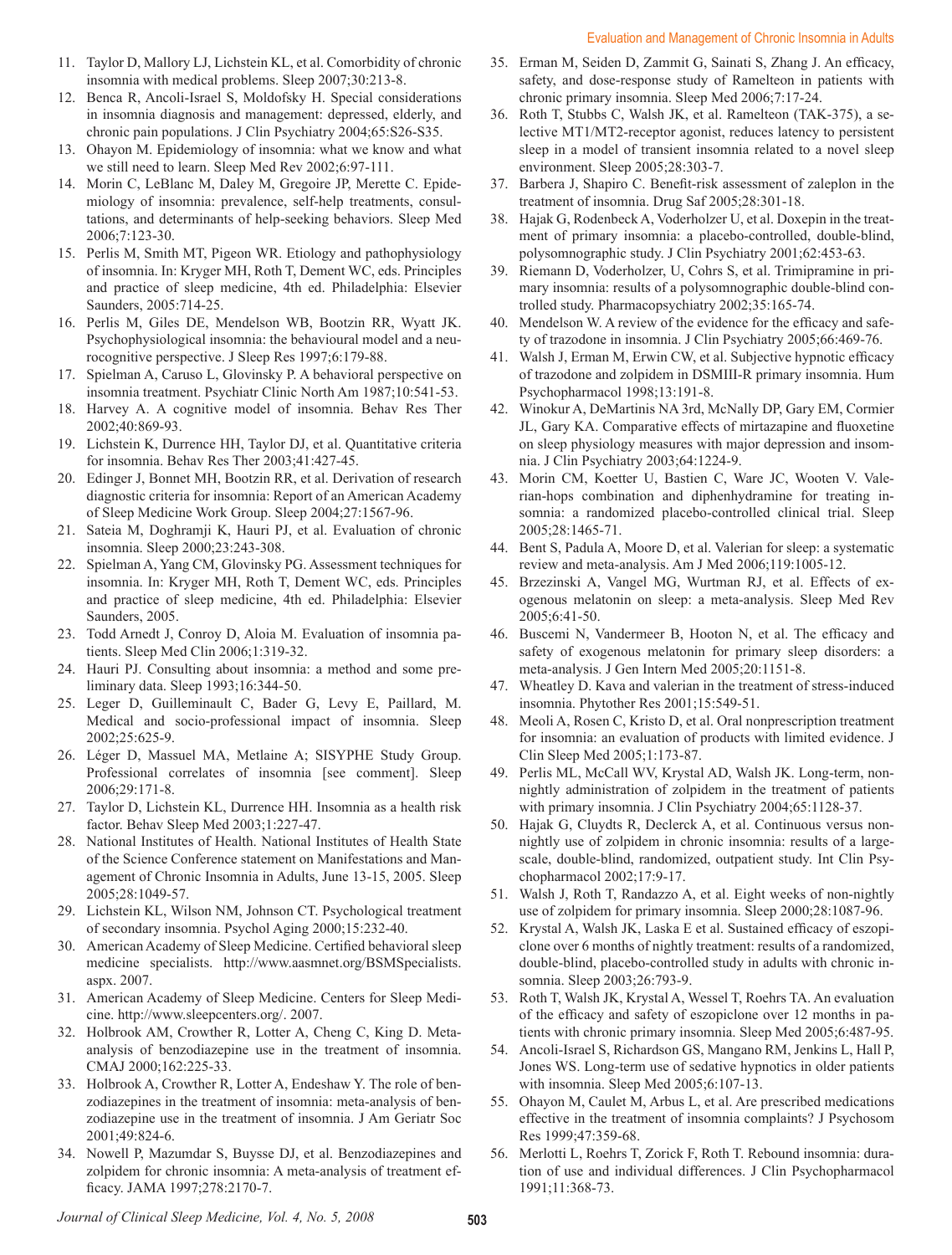11. Taylor D, Mallory LJ, Lichstein KL, et al. Comorbidity of chronic insomnia with medical problems. Sleep 2007;30:213-8.
12. Benca R, Ancoli-Israel S, Moldofsky H. Special considerations in insomnia diagnosis and management: depressed, elderly, and chronic pain populations. J Clin Psychiatry 2004;65:S26-S35.
13. Ohayon M. Epidemiology of insomnia: what we know and what we still need to learn. Sleep Med Rev 2002;6:97-111.
14. Morin C, LeBlanc M, Daley M, Gregoire JP, Merette C. Epidemiology of insomnia: prevalence, self-help treatments, consultations, and determinants of help-seeking behaviors. Sleep Med 2006;7:123-30.
15. Perlis M, Smith MT, Pigeon WR. Etiology and pathophysiology of insomnia. In: Kryger MH, Roth T, Dement WC, eds. Principles and practice of sleep medicine, 4th ed. Philadelphia: Elsevier Saunders, 2005:714-25.
16. Perlis M, Giles DE, Mendelson WB, Bootzin RR, Wyatt JK. Psychophysiological insomnia: the behavioural model and a neurocognitive perspective. J Sleep Res 1997;6:179-88.
17. Spielman A, Caruso L, Glovinsky P. A behavioral perspective on insomnia treatment. Psychiatr Clinic North Am 1987;10:541-53.
18. Harvey A. A cognitive model of insomnia. Behav Res Ther 2002;40:869-93.
19. Lichstein K, Durrence HH, Taylor DJ, et al. Quantitative criteria for insomnia. Behav Res Ther 2003;41:427-45.
20. Edinger J, Bonnet MH, Bootzin RR, et al. Derivation of research diagnostic criteria for insomnia: Report of an American Academy of Sleep Medicine Work Group. Sleep 2004;27:1567-96.
21. Sateia M, Doghramji K, Hauri PJ, et al. Evaluation of chronic insomnia. Sleep 2000;23:243-308.
22. Spielman A, Yang CM, Glovinsky PG. Assessment techniques for insomnia. In: Kryger MH, Roth T, Dement WC, eds. Principles and practice of sleep medicine, 4th ed. Philadelphia: Elsevier Saunders, 2005.
23. Todd Arnedt J, Conroy D, Aloia M. Evaluation of insomnia patients. Sleep Med Clin 2006;1:319-32.
24. Hauri PJ. Consulting about insomnia: a method and some preliminary data. Sleep 1993;16:344-50.
25. Leger D, Guilleminault C, Bader G, Levy E, Paillard, M. Medical and socio-professional impact of insomnia. Sleep 2002;25:625-9.
26. Léger D, Massuel MA, Metlaine A; SISYPHE Study Group. Professional correlates of insomnia [see comment]. Sleep 2006;29:171-8.
27. Taylor D, Lichstein KL, Durrence HH. Insomnia as a health risk factor. Behav Sleep Med 2003;1:227-47.
28. National Institutes of Health. National Institutes of Health State of the Science Conference statement on Manifestations and Management of Chronic Insomnia in Adults, June 13-15, 2005. Sleep 2005;28:1049-57.
29. Lichstein KL, Wilson NM, Johnson CT. Psychological treatment of secondary insomnia. Psychol Aging 2000;15:232-40.
30. American Academy of Sleep Medicine. Certified behavioral sleep medicine specialists. http://www.aasmnet.org/BSMSpecialists.aspx. 2007.
31. American Academy of Sleep Medicine. Centers for Sleep Medicine. http://www.sleepcenters.org/. 2007.
32. Holbrook AM, Crowther R, Lotter A, Cheng C, King D. Meta-analysis of benzodiazepine use in the treatment of insomnia. CMAJ 2000;162:225-33.
33. Holbrook A, Crowther R, Lotter A, Endeshaw Y. The role of benzodiazepines in the treatment of insomnia: meta-analysis of benzodiazepine use in the treatment of insomnia. J Am Geriatr Soc 2001;49:824-6.
34. Nowell P, Mazumdar S, Buysse DJ, et al. Benzodiazepines and zolpidem for chronic insomnia: A meta-analysis of treatment efficacy. JAMA 1997;278:2170-7.
35. Erman M, Seiden D, Zammit G, Sainati S, Zhang J. An efficacy, safety, and dose-response study of Ramelteon in patients with chronic primary insomnia. Sleep Med 2006;7:17-24.
36. Roth T, Stubbs C, Walsh JK, et al. Ramelteon (TAK-375), a selective MT1/MT2-receptor agonist, reduces latency to persistent sleep in a model of transient insomnia related to a novel sleep environment. Sleep 2005;28:303-7.
37. Barbera J, Shapiro C. Benefit-risk assessment of zaleplon in the treatment of insomnia. Drug Saf 2005;28:301-18.
38. Hajak G, Rodenbeck A, Voderholzer U, et al. Doxepin in the treatment of primary insomnia: a placebo-controlled, double-blind, polysomnographic study. J Clin Psychiatry 2001;62:453-63.
39. Riemann D, Voderholzer, U, Cohrs S, et al. Trimipramine in primary insomnia: results of a polysomnographic double-blind controlled study. Pharmacopsychiatry 2002;35:165-74.
40. Mendelson W. A review of the evidence for the efficacy and safety of trazodone in insomnia. J Clin Psychiatry 2005;66:469-76.
41. Walsh J, Erman M, Erwin CW, et al. Subjective hypnotic efficacy of trazodone and zolpidem in DSMIII-R primary insomnia. Hum Psychopharmacol 1998;13:191-8.
42. Winokur A, DeMartinis NA 3rd, McNally DP, Gary EM, Cormier JL, Gary KA. Comparative effects of mirtazapine and fluoxetine on sleep physiology measures with major depression and insomnia. J Clin Psychiatry 2003;64:1224-9.
43. Morin CM, Koetter U, Bastien C, Ware JC, Wooten V. Valerian-hops combination and diphenhydramine for treating insomnia: a randomized placebo-controlled clinical trial. Sleep 2005;28:1465-71.
44. Bent S, Padula A, Moore D, et al. Valerian for sleep: a systematic review and meta-analysis. Am J Med 2006;119:1005-12.
45. Brzezinski A, Vangel MG, Wurtman RJ, et al. Effects of exogenous melatonin on sleep: a meta-analysis. Sleep Med Rev 2005;6:41-50.
46. Buscemi N, Vandermeer B, Hooton N, et al. The efficacy and safety of exogenous melatonin for primary sleep disorders: a meta-analysis. J Gen Intern Med 2005;20:1151-8.
47. Wheatley D. Kava and valerian in the treatment of stress-induced insomnia. Phytother Res 2001;15:549-51.
48. Meoli A, Rosen C, Kristo D, et al. Oral nonprescription treatment for insomnia: an evaluation of products with limited evidence. J Clin Sleep Med 2005;1:173-87.
49. Perlis ML, McCall WV, Krystal AD, Walsh JK. Long-term, non-nightly administration of zolpidem in the treatment of patients with primary insomnia. J Clin Psychiatry 2004;65:1128-37.
50. Hajak G, Cluydts R, Declerck A, et al. Continuous versus non-nightly use of zolpidem in chronic insomnia: results of a large-scale, double-blind, randomized, outpatient study. Int Clin Psychopharmacol 2002;17:9-17.
51. Walsh J, Roth T, Randazzo A, et al. Eight weeks of non-nightly use of zolpidem for primary insomnia. Sleep 2000;28:1087-96.
52. Krystal A, Walsh JK, Laska E et al. Sustained efficacy of eszopiclone over 6 months of nightly treatment: results of a randomized, double-blind, placebo-controlled study in adults with chronic insomnia. Sleep 2003;26:793-9.
53. Roth T, Walsh JK, Krystal A, Wessel T, Roehrs TA. An evaluation of the efficacy and safety of eszopiclone over 12 months in patients with chronic primary insomnia. Sleep Med 2005;6:487-95.
54. Ancoli-Israel S, Richardson GS, Mangano RM, Jenkins L, Hall P, Jones WS. Long-term use of sedative hypnotics in older patients with insomnia. Sleep Med 2005;6:107-13.
55. Ohayon M, Caulet M, Arbus L, et al. Are prescribed medications effective in the treatment of insomnia complaints? J Psychosom Res 1999;47:359-68.
56. Merlotti L, Roehrs T, Zorick F, Roth T. Rebound insomnia: duration of use and individual differences. J Clin Psychopharmacol 1991;11:368-73.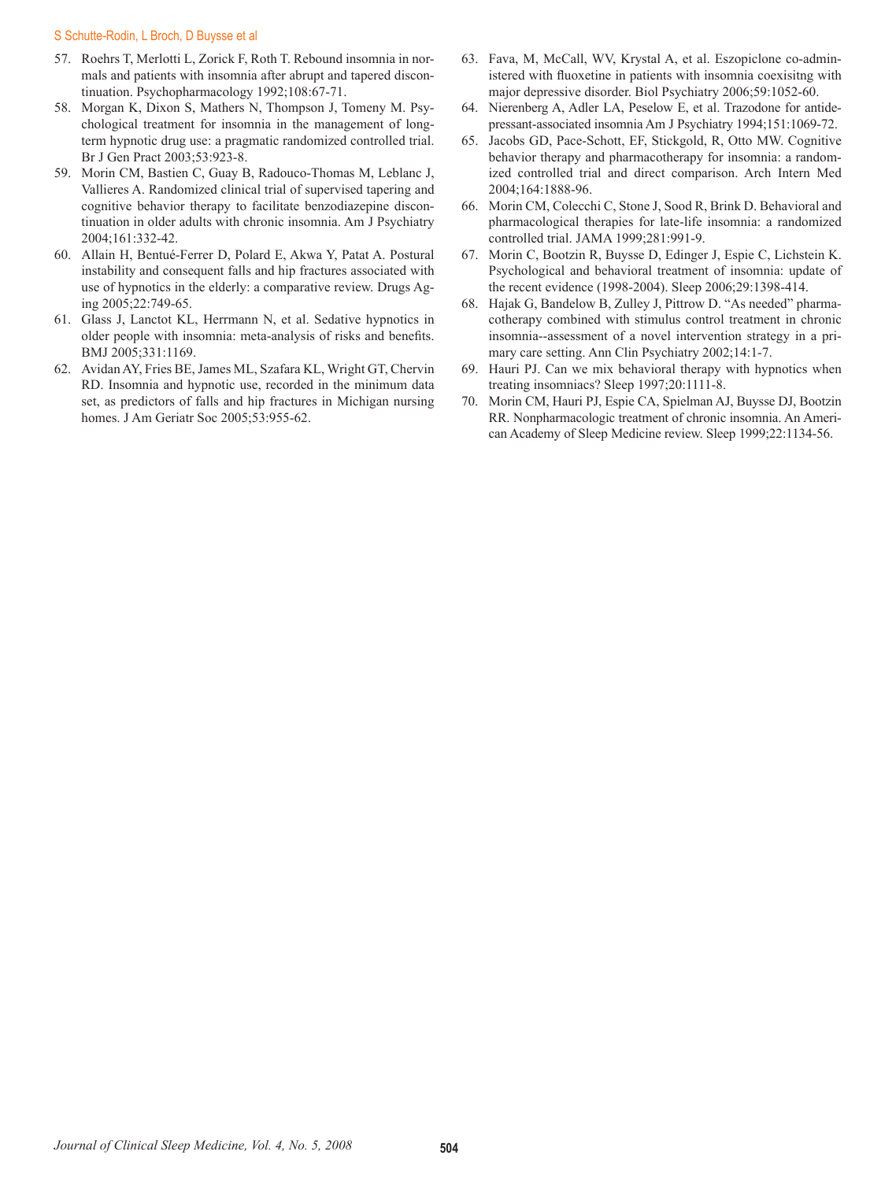57. Roehrs T, Merlotti L, Zorick F, Roth T. Rebound insomnia in normals and patients with insomnia after abrupt and tapered discontinuation. Psychopharmacology 1992;108:67-71.
58. Morgan K, Dixon S, Mathers N, Thompson J, Tomeny M. Psychological treatment for insomnia in the management of long-term hypnotic drug use: a pragmatic randomized controlled trial. Br J Gen Pract 2003;53:923-8.
59. Morin CM, Bastien C, Guay B, Radouco-Thomas M, Leblanc J, Vallieres A. Randomized clinical trial of supervised tapering and cognitive behavior therapy to facilitate benzodiazepine discontinuation in older adults with chronic insomnia. Am J Psychiatry 2004;161:332-42.
60. Allain H, Bentué-Ferrer D, Polard E, Akwa Y, Patat A. Postural instability and consequent falls and hip fractures associated with use of hypnotics in the elderly: a comparative review. Drugs Aging 2005;22:749-65.
61. Glass J, Lanctot KL, Herrmann N, et al. Sedative hypnotics in older people with insomnia: meta-analysis of risks and benefits. BMJ 2005;331:1169.
62. Avidan AY, Fries BE, James ML, Szafara KL, Wright GT, Chervin RD. Insomnia and hypnotic use, recorded in the minimum data set, as predictors of falls and hip fractures in Michigan nursing homes. J Am Geriatr Soc 2005;53:955-62.
63. Fava, M, McCall, WV, Krystal A, et al. Eszopiclone co-administered with fluoxetine in patients with insomnia coexisitng with major depressive disorder. Biol Psychiatry 2006;59:1052-60.
64. Nierenberg A, Adler LA, Peselow E, et al. Trazodone for antidepressant-associated insomnia Am J Psychiatry 1994;151:1069-72.
65. Jacobs GD, Pace-Schott, EF, Stickgold, R, Otto MW. Cognitive behavior therapy and pharmacotherapy for insomnia: a randomized controlled trial and direct comparison. Arch Intern Med 2004;164:1888-96.
66. Morin CM, Colecchi C, Stone J, Sood R, Brink D. Behavioral and pharmacological therapies for late-life insomnia: a randomized controlled trial. JAMA 1999;281:991-9.
67. Morin C, Bootzin R, Buysse D, Edinger J, Espie C, Lichstein K. Psychological and behavioral treatment of insomnia: update of the recent evidence (1998-2004). Sleep 2006;29:1398-414.
68. Hajak G, Bandelow B, Zulley J, Pittrow D. "As needed" pharmacotherapy combined with stimulus control treatment in chronic insomnia--assessment of a novel intervention strategy in a primary care setting. Ann Clin Psychiatry 2002;14:1-7.
69. Hauri PJ. Can we mix behavioral therapy with hypnotics when treating insomniacs? Sleep 1997;20:1111-8.
70. Morin CM, Hauri PJ, Espie CA, Spielman AJ, Buysse DJ, Bootzin RR. Nonpharmacologic treatment of chronic insomnia. An American Academy of Sleep Medicine review. Sleep 1999;22:1134-56.